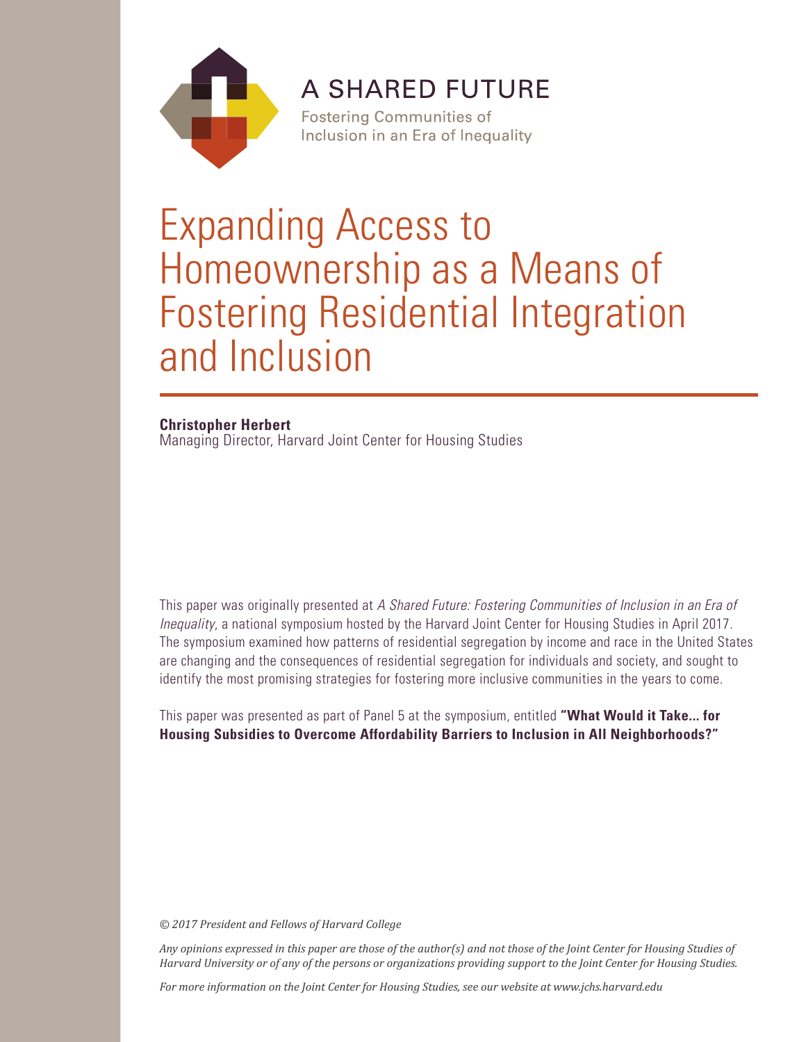# A SHARED FUTURE

Fostering Communities of Inclusion in an Era of Inequality

# Expanding Access to Homeownership as a Means of Fostering Residential Integration and Inclusion

**Christopher Herbert**
Managing Director, Harvard Joint Center for Housing Studies

This paper was originally presented at *A Shared Future: Fostering Communities of Inclusion in an Era of Inequality*, a national symposium hosted by the Harvard Joint Center for Housing Studies in April 2017. The symposium examined how patterns of residential segregation by income and race in the United States are changing and the consequences of residential segregation for individuals and society, and sought to identify the most promising strategies for fostering more inclusive communities in the years to come.

This paper was presented as part of Panel 5 at the symposium, entitled **"What Would it Take... for Housing Subsidies to Overcome Affordability Barriers to Inclusion in All Neighborhoods?"**

*© 2017 President and Fellows of Harvard College*

*Any opinions expressed in this paper are those of the author(s) and not those of the Joint Center for Housing Studies of Harvard University or of any of the persons or organizations providing support to the Joint Center for Housing Studies.*

*For more information on the Joint Center for Housing Studies, see our website at www.jchs.harvard.edu*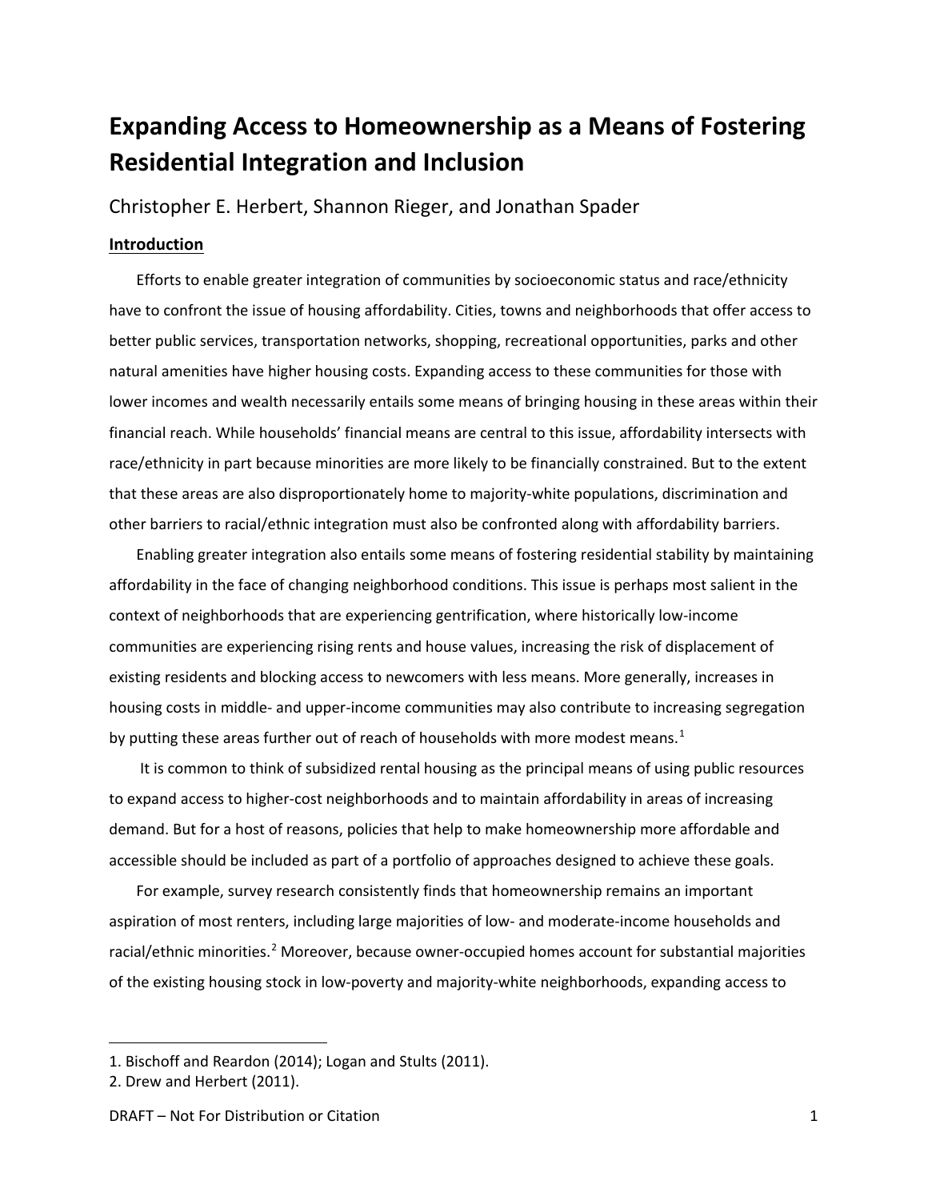# Expanding Access to Homeownership as a Means of Fostering Residential Integration and Inclusion

Christopher E. Herbert, Shannon Rieger, and Jonathan Spader

## Introduction

Efforts to enable greater integration of communities by socioeconomic status and race/ethnicity have to confront the issue of housing affordability. Cities, towns and neighborhoods that offer access to better public services, transportation networks, shopping, recreational opportunities, parks and other natural amenities have higher housing costs. Expanding access to these communities for those with lower incomes and wealth necessarily entails some means of bringing housing in these areas within their financial reach. While households' financial means are central to this issue, affordability intersects with race/ethnicity in part because minorities are more likely to be financially constrained. But to the extent that these areas are also disproportionately home to majority-white populations, discrimination and other barriers to racial/ethnic integration must also be confronted along with affordability barriers.

Enabling greater integration also entails some means of fostering residential stability by maintaining affordability in the face of changing neighborhood conditions. This issue is perhaps most salient in the context of neighborhoods that are experiencing gentrification, where historically low-income communities are experiencing rising rents and house values, increasing the risk of displacement of existing residents and blocking access to newcomers with less means. More generally, increases in housing costs in middle- and upper-income communities may also contribute to increasing segregation by putting these areas further out of reach of households with more modest means.[1]

It is common to think of subsidized rental housing as the principal means of using public resources to expand access to higher-cost neighborhoods and to maintain affordability in areas of increasing demand. But for a host of reasons, policies that help to make homeownership more affordable and accessible should be included as part of a portfolio of approaches designed to achieve these goals.

For example, survey research consistently finds that homeownership remains an important aspiration of most renters, including large majorities of low- and moderate-income households and racial/ethnic minorities.[2] Moreover, because owner-occupied homes account for substantial majorities of the existing housing stock in low-poverty and majority-white neighborhoods, expanding access to

---

1. Bischoff and Reardon (2014); Logan and Stults (2011).
2. Drew and Herbert (2011).

DRAFT – Not For Distribution or Citation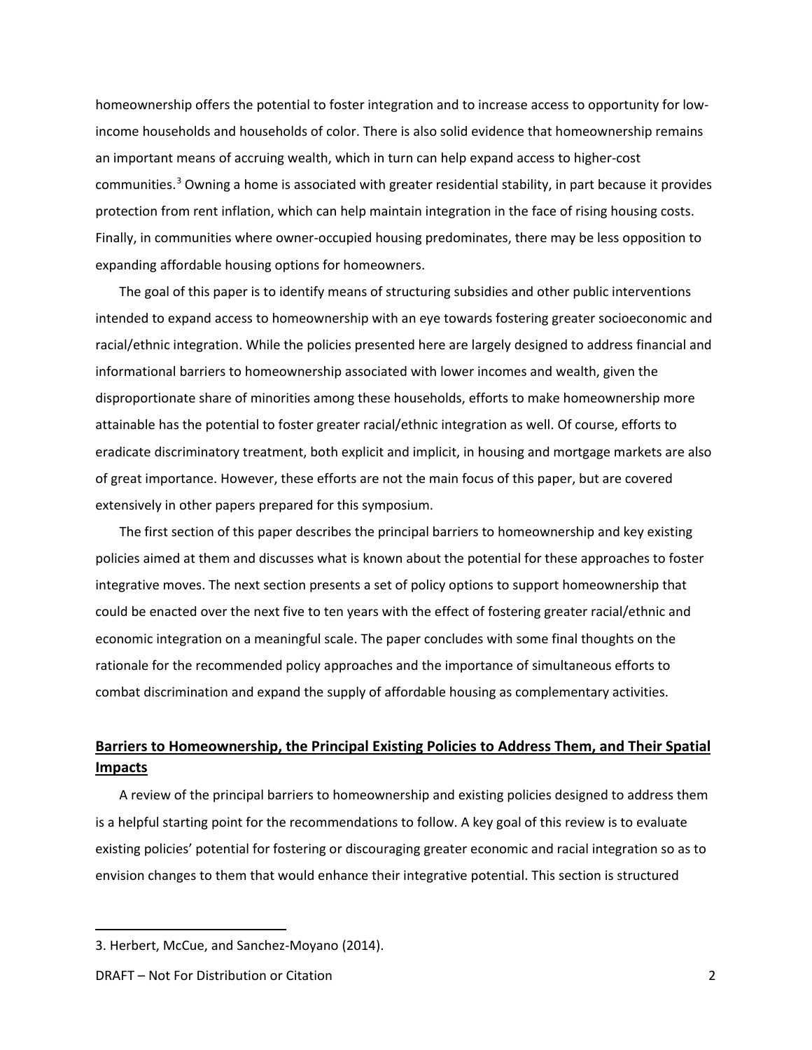homeownership offers the potential to foster integration and to increase access to opportunity for low-income households and households of color. There is also solid evidence that homeownership remains an important means of accruing wealth, which in turn can help expand access to higher-cost communities.[3] Owning a home is associated with greater residential stability, in part because it provides protection from rent inflation, which can help maintain integration in the face of rising housing costs. Finally, in communities where owner-occupied housing predominates, there may be less opposition to expanding affordable housing options for homeowners.

The goal of this paper is to identify means of structuring subsidies and other public interventions intended to expand access to homeownership with an eye towards fostering greater socioeconomic and racial/ethnic integration. While the policies presented here are largely designed to address financial and informational barriers to homeownership associated with lower incomes and wealth, given the disproportionate share of minorities among these households, efforts to make homeownership more attainable has the potential to foster greater racial/ethnic integration as well. Of course, efforts to eradicate discriminatory treatment, both explicit and implicit, in housing and mortgage markets are also of great importance. However, these efforts are not the main focus of this paper, but are covered extensively in other papers prepared for this symposium.

The first section of this paper describes the principal barriers to homeownership and key existing policies aimed at them and discusses what is known about the potential for these approaches to foster integrative moves. The next section presents a set of policy options to support homeownership that could be enacted over the next five to ten years with the effect of fostering greater racial/ethnic and economic integration on a meaningful scale. The paper concludes with some final thoughts on the rationale for the recommended policy approaches and the importance of simultaneous efforts to combat discrimination and expand the supply of affordable housing as complementary activities.

## Barriers to Homeownership, the Principal Existing Policies to Address Them, and Their Spatial Impacts

A review of the principal barriers to homeownership and existing policies designed to address them is a helpful starting point for the recommendations to follow. A key goal of this review is to evaluate existing policies' potential for fostering or discouraging greater economic and racial integration so as to envision changes to them that would enhance their integrative potential. This section is structured

---

3. Herbert, McCue, and Sanchez-Moyano (2014).

DRAFT – Not For Distribution or Citation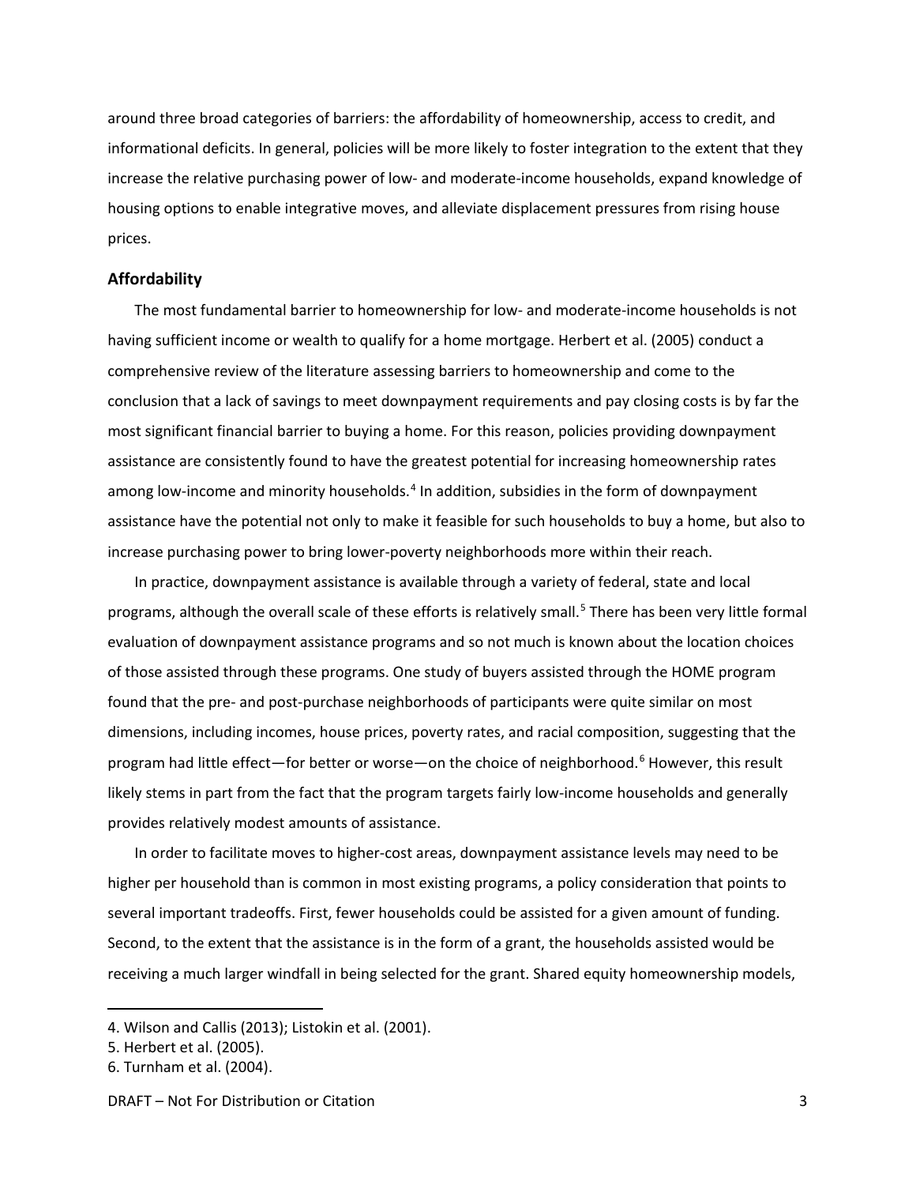around three broad categories of barriers: the affordability of homeownership, access to credit, and informational deficits. In general, policies will be more likely to foster integration to the extent that they increase the relative purchasing power of low- and moderate-income households, expand knowledge of housing options to enable integrative moves, and alleviate displacement pressures from rising house prices.

## Affordability

The most fundamental barrier to homeownership for low- and moderate-income households is not having sufficient income or wealth to qualify for a home mortgage. Herbert et al. (2005) conduct a comprehensive review of the literature assessing barriers to homeownership and come to the conclusion that a lack of savings to meet downpayment requirements and pay closing costs is by far the most significant financial barrier to buying a home. For this reason, policies providing downpayment assistance are consistently found to have the greatest potential for increasing homeownership rates among low-income and minority households.[4] In addition, subsidies in the form of downpayment assistance have the potential not only to make it feasible for such households to buy a home, but also to increase purchasing power to bring lower-poverty neighborhoods more within their reach.

In practice, downpayment assistance is available through a variety of federal, state and local programs, although the overall scale of these efforts is relatively small.[5] There has been very little formal evaluation of downpayment assistance programs and so not much is known about the location choices of those assisted through these programs. One study of buyers assisted through the HOME program found that the pre- and post-purchase neighborhoods of participants were quite similar on most dimensions, including incomes, house prices, poverty rates, and racial composition, suggesting that the program had little effect—for better or worse—on the choice of neighborhood.[6] However, this result likely stems in part from the fact that the program targets fairly low-income households and generally provides relatively modest amounts of assistance.

In order to facilitate moves to higher-cost areas, downpayment assistance levels may need to be higher per household than is common in most existing programs, a policy consideration that points to several important tradeoffs. First, fewer households could be assisted for a given amount of funding. Second, to the extent that the assistance is in the form of a grant, the households assisted would be receiving a much larger windfall in being selected for the grant. Shared equity homeownership models,

4. Wilson and Callis (2013); Listokin et al. (2001).
5. Herbert et al. (2005).
6. Turnham et al. (2004).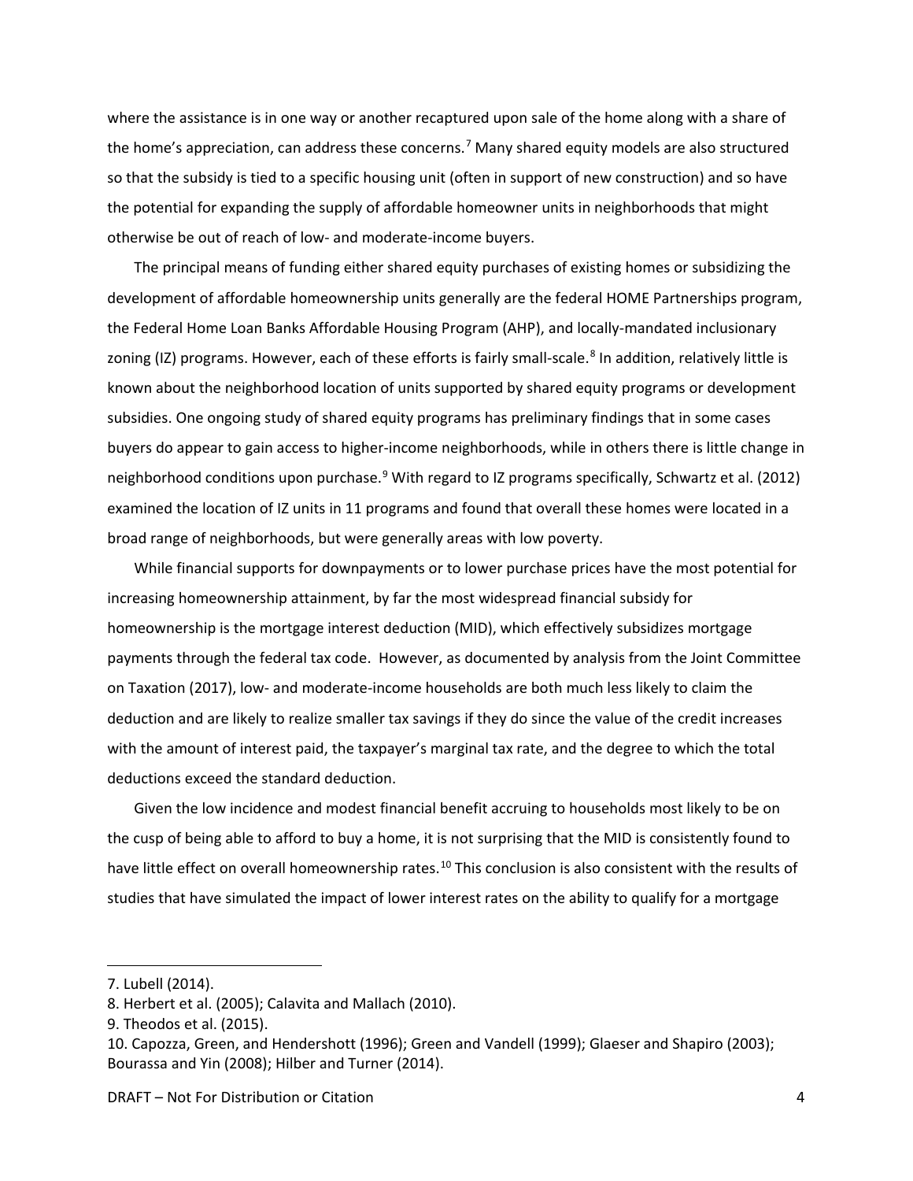where the assistance is in one way or another recaptured upon sale of the home along with a share of the home's appreciation, can address these concerns.[7] Many shared equity models are also structured so that the subsidy is tied to a specific housing unit (often in support of new construction) and so have the potential for expanding the supply of affordable homeowner units in neighborhoods that might otherwise be out of reach of low- and moderate-income buyers.

The principal means of funding either shared equity purchases of existing homes or subsidizing the development of affordable homeownership units generally are the federal HOME Partnerships program, the Federal Home Loan Banks Affordable Housing Program (AHP), and locally-mandated inclusionary zoning (IZ) programs. However, each of these efforts is fairly small-scale.[8] In addition, relatively little is known about the neighborhood location of units supported by shared equity programs or development subsidies. One ongoing study of shared equity programs has preliminary findings that in some cases buyers do appear to gain access to higher-income neighborhoods, while in others there is little change in neighborhood conditions upon purchase.[9] With regard to IZ programs specifically, Schwartz et al. (2012) examined the location of IZ units in 11 programs and found that overall these homes were located in a broad range of neighborhoods, but were generally areas with low poverty.

While financial supports for downpayments or to lower purchase prices have the most potential for increasing homeownership attainment, by far the most widespread financial subsidy for homeownership is the mortgage interest deduction (MID), which effectively subsidizes mortgage payments through the federal tax code. However, as documented by analysis from the Joint Committee on Taxation (2017), low- and moderate-income households are both much less likely to claim the deduction and are likely to realize smaller tax savings if they do since the value of the credit increases with the amount of interest paid, the taxpayer's marginal tax rate, and the degree to which the total deductions exceed the standard deduction.

Given the low incidence and modest financial benefit accruing to households most likely to be on the cusp of being able to afford to buy a home, it is not surprising that the MID is consistently found to have little effect on overall homeownership rates.[10] This conclusion is also consistent with the results of studies that have simulated the impact of lower interest rates on the ability to qualify for a mortgage

---

7. Lubell (2014).
8. Herbert et al. (2005); Calavita and Mallach (2010).
9. Theodos et al. (2015).
10. Capozza, Green, and Hendershott (1996); Green and Vandell (1999); Glaeser and Shapiro (2003); Bourassa and Yin (2008); Hilber and Turner (2014).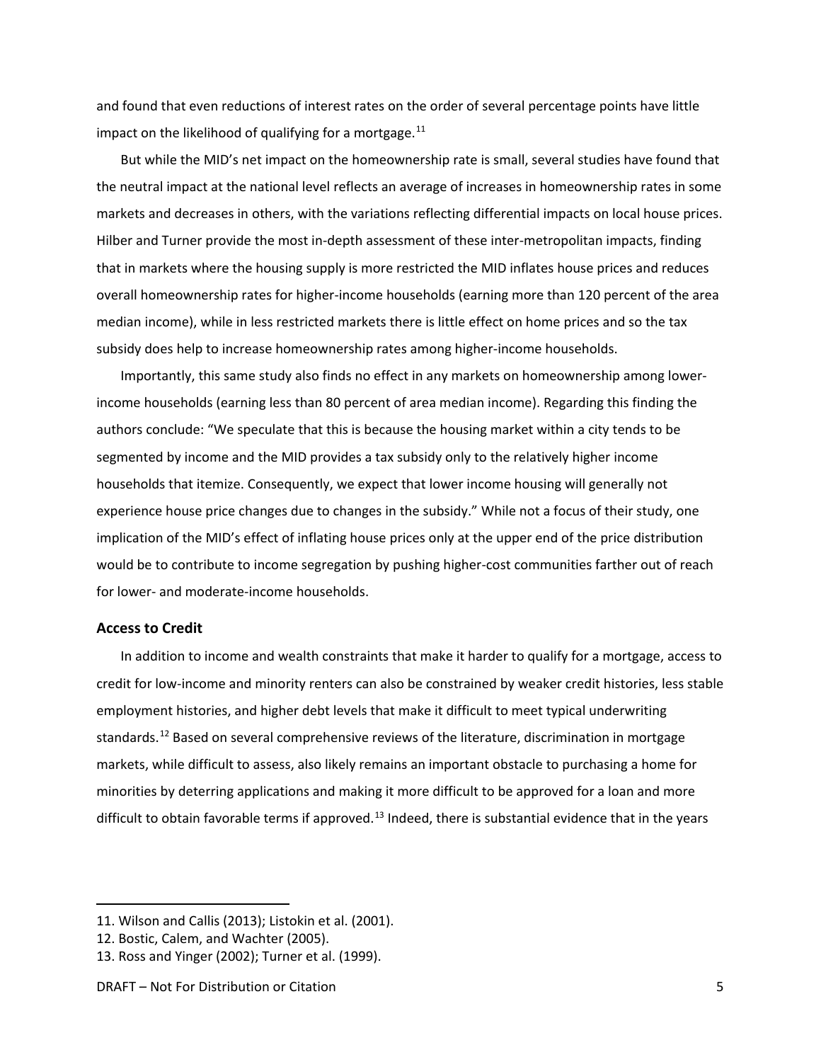and found that even reductions of interest rates on the order of several percentage points have little impact on the likelihood of qualifying for a mortgage.[11]

But while the MID's net impact on the homeownership rate is small, several studies have found that the neutral impact at the national level reflects an average of increases in homeownership rates in some markets and decreases in others, with the variations reflecting differential impacts on local house prices. Hilber and Turner provide the most in-depth assessment of these inter-metropolitan impacts, finding that in markets where the housing supply is more restricted the MID inflates house prices and reduces overall homeownership rates for higher-income households (earning more than 120 percent of the area median income), while in less restricted markets there is little effect on home prices and so the tax subsidy does help to increase homeownership rates among higher-income households.

Importantly, this same study also finds no effect in any markets on homeownership among lower-income households (earning less than 80 percent of area median income). Regarding this finding the authors conclude: "We speculate that this is because the housing market within a city tends to be segmented by income and the MID provides a tax subsidy only to the relatively higher income households that itemize. Consequently, we expect that lower income housing will generally not experience house price changes due to changes in the subsidy." While not a focus of their study, one implication of the MID's effect of inflating house prices only at the upper end of the price distribution would be to contribute to income segregation by pushing higher-cost communities farther out of reach for lower- and moderate-income households.

### Access to Credit

In addition to income and wealth constraints that make it harder to qualify for a mortgage, access to credit for low-income and minority renters can also be constrained by weaker credit histories, less stable employment histories, and higher debt levels that make it difficult to meet typical underwriting standards.[12] Based on several comprehensive reviews of the literature, discrimination in mortgage markets, while difficult to assess, also likely remains an important obstacle to purchasing a home for minorities by deterring applications and making it more difficult to be approved for a loan and more difficult to obtain favorable terms if approved.[13] Indeed, there is substantial evidence that in the years

11. Wilson and Callis (2013); Listokin et al. (2001).
12. Bostic, Calem, and Wachter (2005).
13. Ross and Yinger (2002); Turner et al. (1999).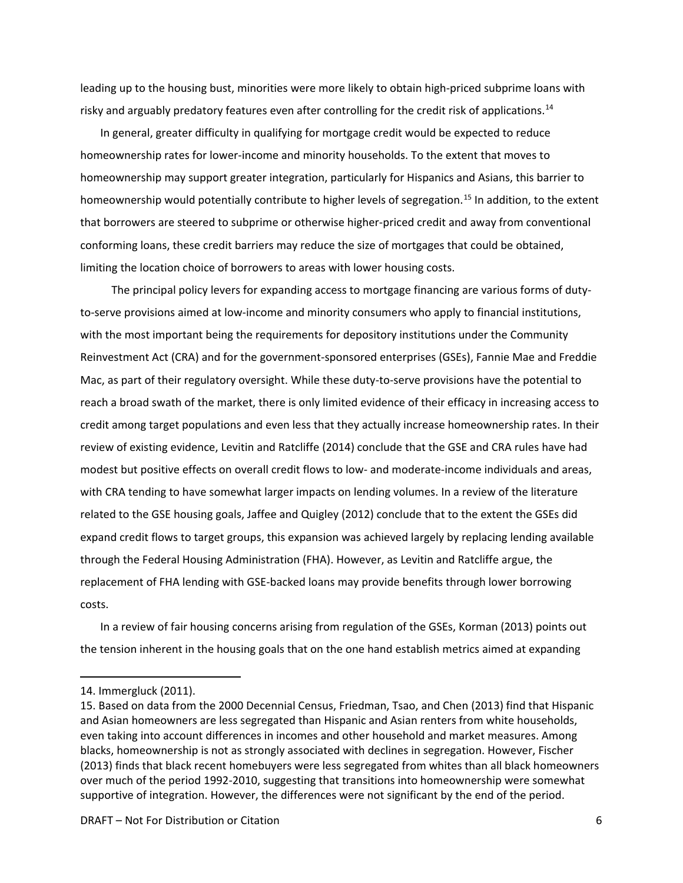leading up to the housing bust, minorities were more likely to obtain high-priced subprime loans with risky and arguably predatory features even after controlling for the credit risk of applications.[14]

In general, greater difficulty in qualifying for mortgage credit would be expected to reduce homeownership rates for lower-income and minority households. To the extent that moves to homeownership may support greater integration, particularly for Hispanics and Asians, this barrier to homeownership would potentially contribute to higher levels of segregation.[15] In addition, to the extent that borrowers are steered to subprime or otherwise higher-priced credit and away from conventional conforming loans, these credit barriers may reduce the size of mortgages that could be obtained, limiting the location choice of borrowers to areas with lower housing costs.

The principal policy levers for expanding access to mortgage financing are various forms of duty-to-serve provisions aimed at low-income and minority consumers who apply to financial institutions, with the most important being the requirements for depository institutions under the Community Reinvestment Act (CRA) and for the government-sponsored enterprises (GSEs), Fannie Mae and Freddie Mac, as part of their regulatory oversight. While these duty-to-serve provisions have the potential to reach a broad swath of the market, there is only limited evidence of their efficacy in increasing access to credit among target populations and even less that they actually increase homeownership rates. In their review of existing evidence, Levitin and Ratcliffe (2014) conclude that the GSE and CRA rules have had modest but positive effects on overall credit flows to low- and moderate-income individuals and areas, with CRA tending to have somewhat larger impacts on lending volumes. In a review of the literature related to the GSE housing goals, Jaffee and Quigley (2012) conclude that to the extent the GSEs did expand credit flows to target groups, this expansion was achieved largely by replacing lending available through the Federal Housing Administration (FHA). However, as Levitin and Ratcliffe argue, the replacement of FHA lending with GSE-backed loans may provide benefits through lower borrowing costs.

In a review of fair housing concerns arising from regulation of the GSEs, Korman (2013) points out the tension inherent in the housing goals that on the one hand establish metrics aimed at expanding

---

14. Immergluck (2011).

15. Based on data from the 2000 Decennial Census, Friedman, Tsao, and Chen (2013) find that Hispanic and Asian homeowners are less segregated than Hispanic and Asian renters from white households, even taking into account differences in incomes and other household and market measures. Among blacks, homeownership is not as strongly associated with declines in segregation. However, Fischer (2013) finds that black recent homebuyers were less segregated from whites than all black homeowners over much of the period 1992-2010, suggesting that transitions into homeownership were somewhat supportive of integration. However, the differences were not significant by the end of the period.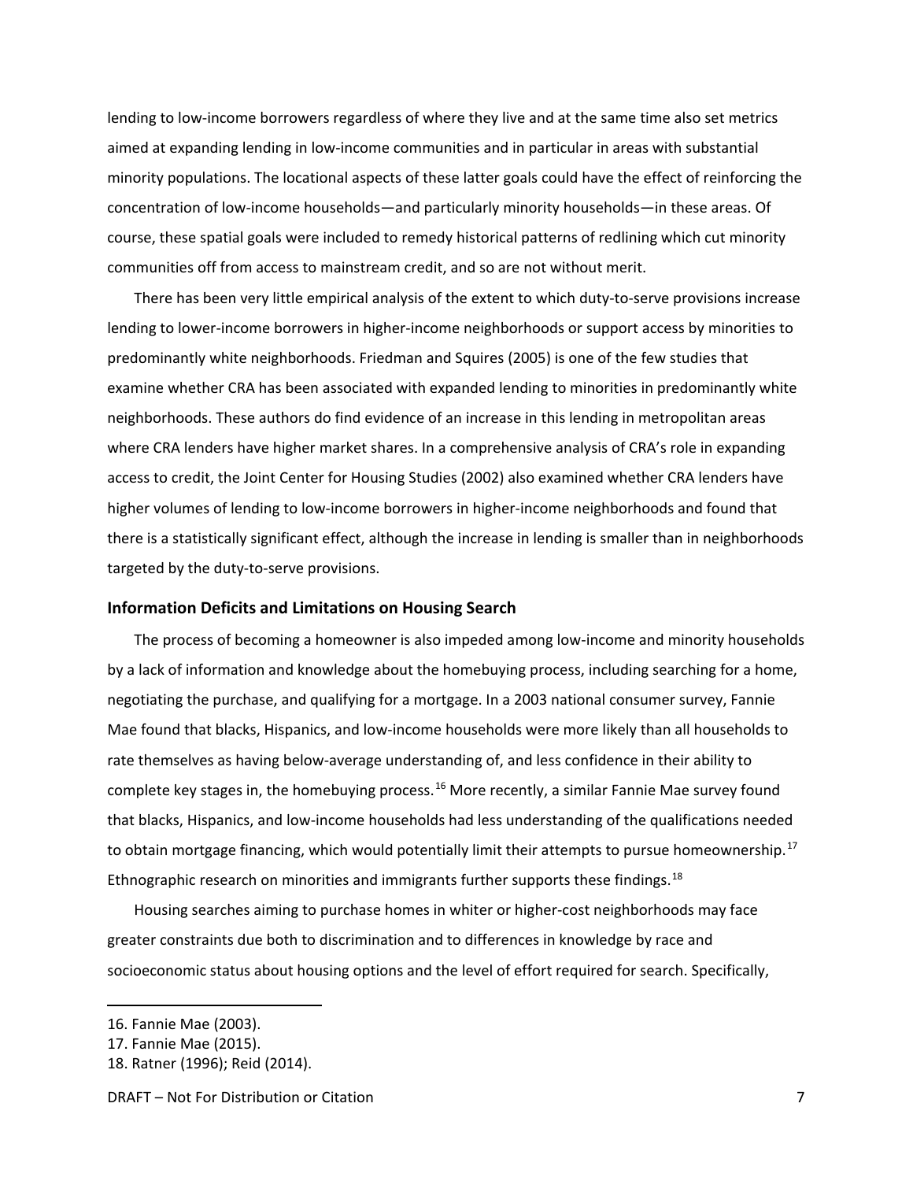lending to low-income borrowers regardless of where they live and at the same time also set metrics aimed at expanding lending in low-income communities and in particular in areas with substantial minority populations. The locational aspects of these latter goals could have the effect of reinforcing the concentration of low-income households—and particularly minority households—in these areas. Of course, these spatial goals were included to remedy historical patterns of redlining which cut minority communities off from access to mainstream credit, and so are not without merit.

There has been very little empirical analysis of the extent to which duty-to-serve provisions increase lending to lower-income borrowers in higher-income neighborhoods or support access by minorities to predominantly white neighborhoods. Friedman and Squires (2005) is one of the few studies that examine whether CRA has been associated with expanded lending to minorities in predominantly white neighborhoods. These authors do find evidence of an increase in this lending in metropolitan areas where CRA lenders have higher market shares. In a comprehensive analysis of CRA's role in expanding access to credit, the Joint Center for Housing Studies (2002) also examined whether CRA lenders have higher volumes of lending to low-income borrowers in higher-income neighborhoods and found that there is a statistically significant effect, although the increase in lending is smaller than in neighborhoods targeted by the duty-to-serve provisions.

### Information Deficits and Limitations on Housing Search

The process of becoming a homeowner is also impeded among low-income and minority households by a lack of information and knowledge about the homebuying process, including searching for a home, negotiating the purchase, and qualifying for a mortgage. In a 2003 national consumer survey, Fannie Mae found that blacks, Hispanics, and low-income households were more likely than all households to rate themselves as having below-average understanding of, and less confidence in their ability to complete key stages in, the homebuying process.[16] More recently, a similar Fannie Mae survey found that blacks, Hispanics, and low-income households had less understanding of the qualifications needed to obtain mortgage financing, which would potentially limit their attempts to pursue homeownership.[17] Ethnographic research on minorities and immigrants further supports these findings.[18]

Housing searches aiming to purchase homes in whiter or higher-cost neighborhoods may face greater constraints due both to discrimination and to differences in knowledge by race and socioeconomic status about housing options and the level of effort required for search. Specifically,

16. Fannie Mae (2003).
17. Fannie Mae (2015).
18. Ratner (1996); Reid (2014).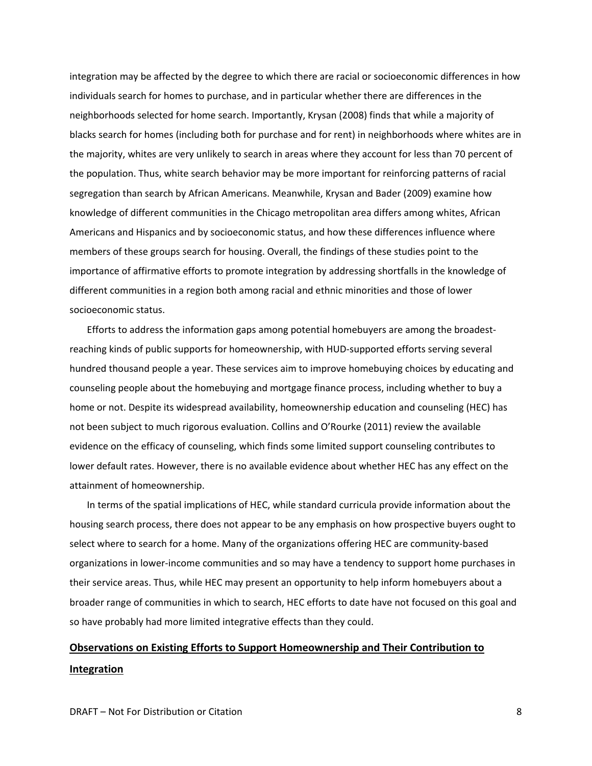integration may be affected by the degree to which there are racial or socioeconomic differences in how individuals search for homes to purchase, and in particular whether there are differences in the neighborhoods selected for home search. Importantly, Krysan (2008) finds that while a majority of blacks search for homes (including both for purchase and for rent) in neighborhoods where whites are in the majority, whites are very unlikely to search in areas where they account for less than 70 percent of the population. Thus, white search behavior may be more important for reinforcing patterns of racial segregation than search by African Americans. Meanwhile, Krysan and Bader (2009) examine how knowledge of different communities in the Chicago metropolitan area differs among whites, African Americans and Hispanics and by socioeconomic status, and how these differences influence where members of these groups search for housing. Overall, the findings of these studies point to the importance of affirmative efforts to promote integration by addressing shortfalls in the knowledge of different communities in a region both among racial and ethnic minorities and those of lower socioeconomic status.

Efforts to address the information gaps among potential homebuyers are among the broadest-reaching kinds of public supports for homeownership, with HUD-supported efforts serving several hundred thousand people a year. These services aim to improve homebuying choices by educating and counseling people about the homebuying and mortgage finance process, including whether to buy a home or not. Despite its widespread availability, homeownership education and counseling (HEC) has not been subject to much rigorous evaluation. Collins and O'Rourke (2011) review the available evidence on the efficacy of counseling, which finds some limited support counseling contributes to lower default rates. However, there is no available evidence about whether HEC has any effect on the attainment of homeownership.

In terms of the spatial implications of HEC, while standard curricula provide information about the housing search process, there does not appear to be any emphasis on how prospective buyers ought to select where to search for a home. Many of the organizations offering HEC are community-based organizations in lower-income communities and so may have a tendency to support home purchases in their service areas. Thus, while HEC may present an opportunity to help inform homebuyers about a broader range of communities in which to search, HEC efforts to date have not focused on this goal and so have probably had more limited integrative effects than they could.

## Observations on Existing Efforts to Support Homeownership and Their Contribution to Integration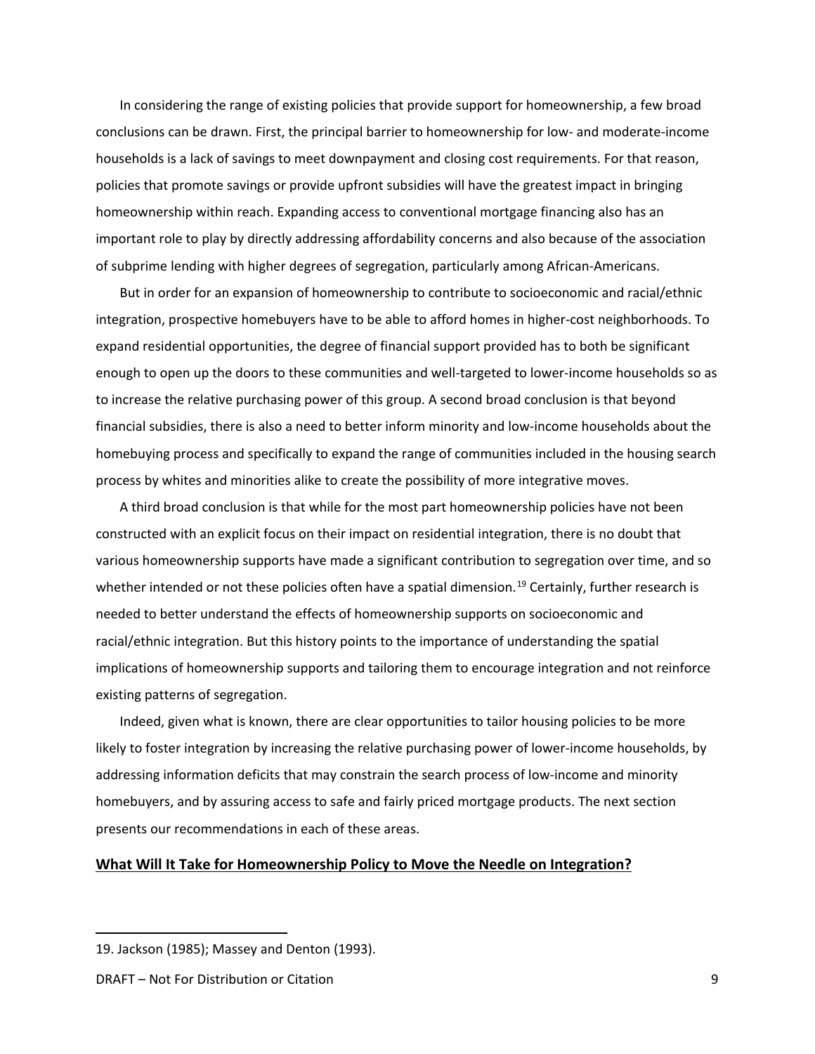In considering the range of existing policies that provide support for homeownership, a few broad conclusions can be drawn. First, the principal barrier to homeownership for low- and moderate-income households is a lack of savings to meet downpayment and closing cost requirements. For that reason, policies that promote savings or provide upfront subsidies will have the greatest impact in bringing homeownership within reach. Expanding access to conventional mortgage financing also has an important role to play by directly addressing affordability concerns and also because of the association of subprime lending with higher degrees of segregation, particularly among African-Americans.

But in order for an expansion of homeownership to contribute to socioeconomic and racial/ethnic integration, prospective homebuyers have to be able to afford homes in higher-cost neighborhoods. To expand residential opportunities, the degree of financial support provided has to both be significant enough to open up the doors to these communities and well-targeted to lower-income households so as to increase the relative purchasing power of this group. A second broad conclusion is that beyond financial subsidies, there is also a need to better inform minority and low-income households about the homebuying process and specifically to expand the range of communities included in the housing search process by whites and minorities alike to create the possibility of more integrative moves.

A third broad conclusion is that while for the most part homeownership policies have not been constructed with an explicit focus on their impact on residential integration, there is no doubt that various homeownership supports have made a significant contribution to segregation over time, and so whether intended or not these policies often have a spatial dimension.[19] Certainly, further research is needed to better understand the effects of homeownership supports on socioeconomic and racial/ethnic integration. But this history points to the importance of understanding the spatial implications of homeownership supports and tailoring them to encourage integration and not reinforce existing patterns of segregation.

Indeed, given what is known, there are clear opportunities to tailor housing policies to be more likely to foster integration by increasing the relative purchasing power of lower-income households, by addressing information deficits that may constrain the search process of low-income and minority homebuyers, and by assuring access to safe and fairly priced mortgage products. The next section presents our recommendations in each of these areas.

## What Will It Take for Homeownership Policy to Move the Needle on Integration?

19. Jackson (1985); Massey and Denton (1993).

DRAFT – Not For Distribution or Citation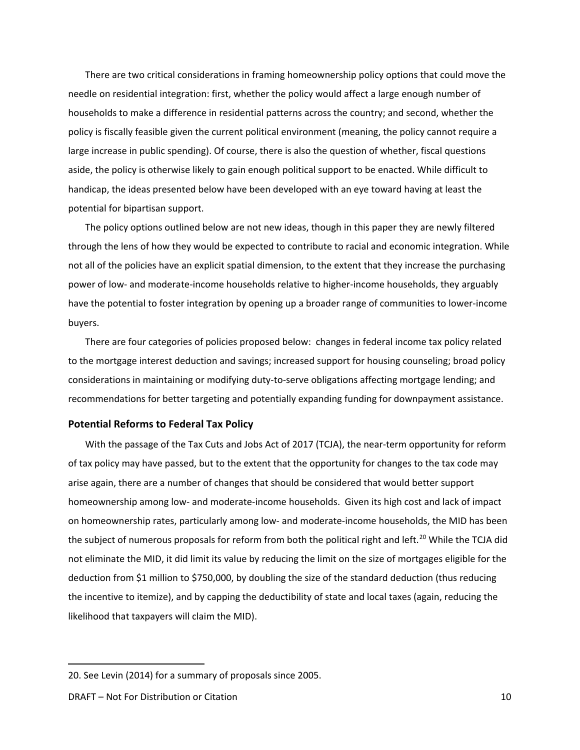There are two critical considerations in framing homeownership policy options that could move the needle on residential integration: first, whether the policy would affect a large enough number of households to make a difference in residential patterns across the country; and second, whether the policy is fiscally feasible given the current political environment (meaning, the policy cannot require a large increase in public spending). Of course, there is also the question of whether, fiscal questions aside, the policy is otherwise likely to gain enough political support to be enacted. While difficult to handicap, the ideas presented below have been developed with an eye toward having at least the potential for bipartisan support.

The policy options outlined below are not new ideas, though in this paper they are newly filtered through the lens of how they would be expected to contribute to racial and economic integration. While not all of the policies have an explicit spatial dimension, to the extent that they increase the purchasing power of low- and moderate-income households relative to higher-income households, they arguably have the potential to foster integration by opening up a broader range of communities to lower-income buyers.

There are four categories of policies proposed below: changes in federal income tax policy related to the mortgage interest deduction and savings; increased support for housing counseling; broad policy considerations in maintaining or modifying duty-to-serve obligations affecting mortgage lending; and recommendations for better targeting and potentially expanding funding for downpayment assistance.

### Potential Reforms to Federal Tax Policy

With the passage of the Tax Cuts and Jobs Act of 2017 (TCJA), the near-term opportunity for reform of tax policy may have passed, but to the extent that the opportunity for changes to the tax code may arise again, there are a number of changes that should be considered that would better support homeownership among low- and moderate-income households. Given its high cost and lack of impact on homeownership rates, particularly among low- and moderate-income households, the MID has been the subject of numerous proposals for reform from both the political right and left.[20] While the TCJA did not eliminate the MID, it did limit its value by reducing the limit on the size of mortgages eligible for the deduction from $1 million to $750,000, by doubling the size of the standard deduction (thus reducing the incentive to itemize), and by capping the deductibility of state and local taxes (again, reducing the likelihood that taxpayers will claim the MID).

---

20. See Levin (2014) for a summary of proposals since 2005.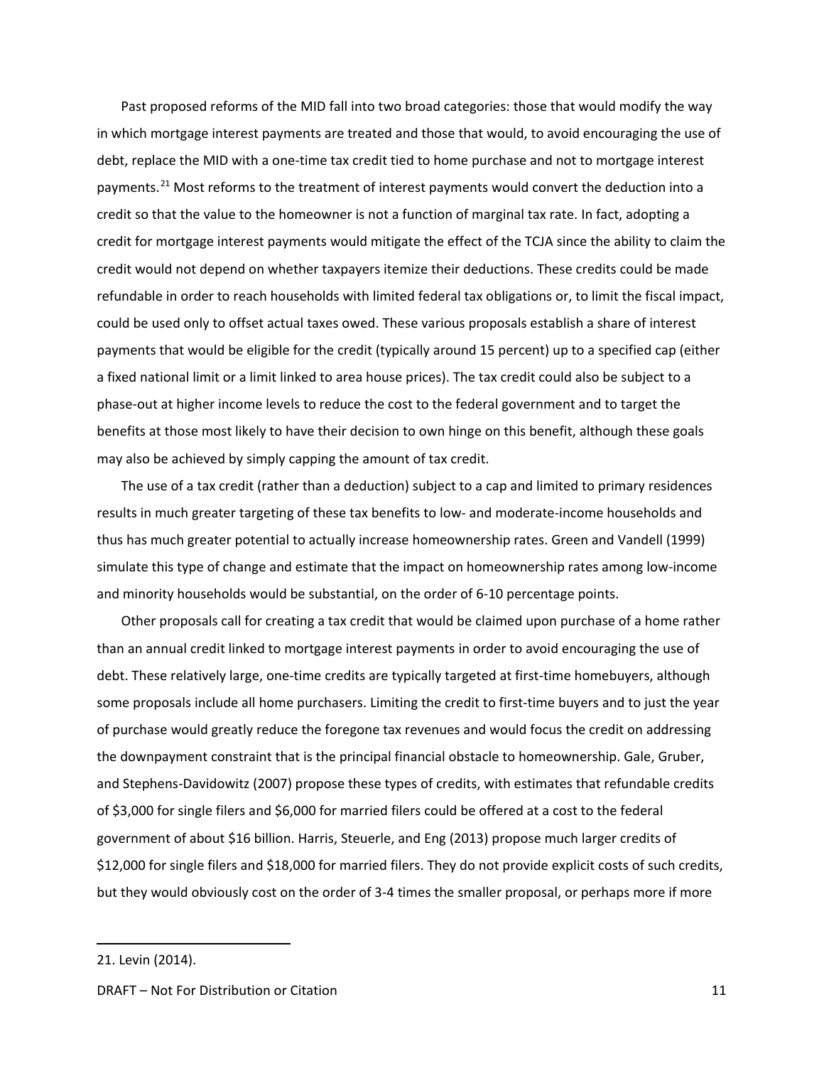Past proposed reforms of the MID fall into two broad categories: those that would modify the way in which mortgage interest payments are treated and those that would, to avoid encouraging the use of debt, replace the MID with a one-time tax credit tied to home purchase and not to mortgage interest payments.[21] Most reforms to the treatment of interest payments would convert the deduction into a credit so that the value to the homeowner is not a function of marginal tax rate. In fact, adopting a credit for mortgage interest payments would mitigate the effect of the TCJA since the ability to claim the credit would not depend on whether taxpayers itemize their deductions. These credits could be made refundable in order to reach households with limited federal tax obligations or, to limit the fiscal impact, could be used only to offset actual taxes owed. These various proposals establish a share of interest payments that would be eligible for the credit (typically around 15 percent) up to a specified cap (either a fixed national limit or a limit linked to area house prices). The tax credit could also be subject to a phase-out at higher income levels to reduce the cost to the federal government and to target the benefits at those most likely to have their decision to own hinge on this benefit, although these goals may also be achieved by simply capping the amount of tax credit.

The use of a tax credit (rather than a deduction) subject to a cap and limited to primary residences results in much greater targeting of these tax benefits to low- and moderate-income households and thus has much greater potential to actually increase homeownership rates. Green and Vandell (1999) simulate this type of change and estimate that the impact on homeownership rates among low-income and minority households would be substantial, on the order of 6-10 percentage points.

Other proposals call for creating a tax credit that would be claimed upon purchase of a home rather than an annual credit linked to mortgage interest payments in order to avoid encouraging the use of debt. These relatively large, one-time credits are typically targeted at first-time homebuyers, although some proposals include all home purchasers. Limiting the credit to first-time buyers and to just the year of purchase would greatly reduce the foregone tax revenues and would focus the credit on addressing the downpayment constraint that is the principal financial obstacle to homeownership. Gale, Gruber, and Stephens-Davidowitz (2007) propose these types of credits, with estimates that refundable credits of $3,000 for single filers and $6,000 for married filers could be offered at a cost to the federal government of about $16 billion. Harris, Steuerle, and Eng (2013) propose much larger credits of $12,000 for single filers and $18,000 for married filers. They do not provide explicit costs of such credits, but they would obviously cost on the order of 3-4 times the smaller proposal, or perhaps more if more

21. Levin (2014).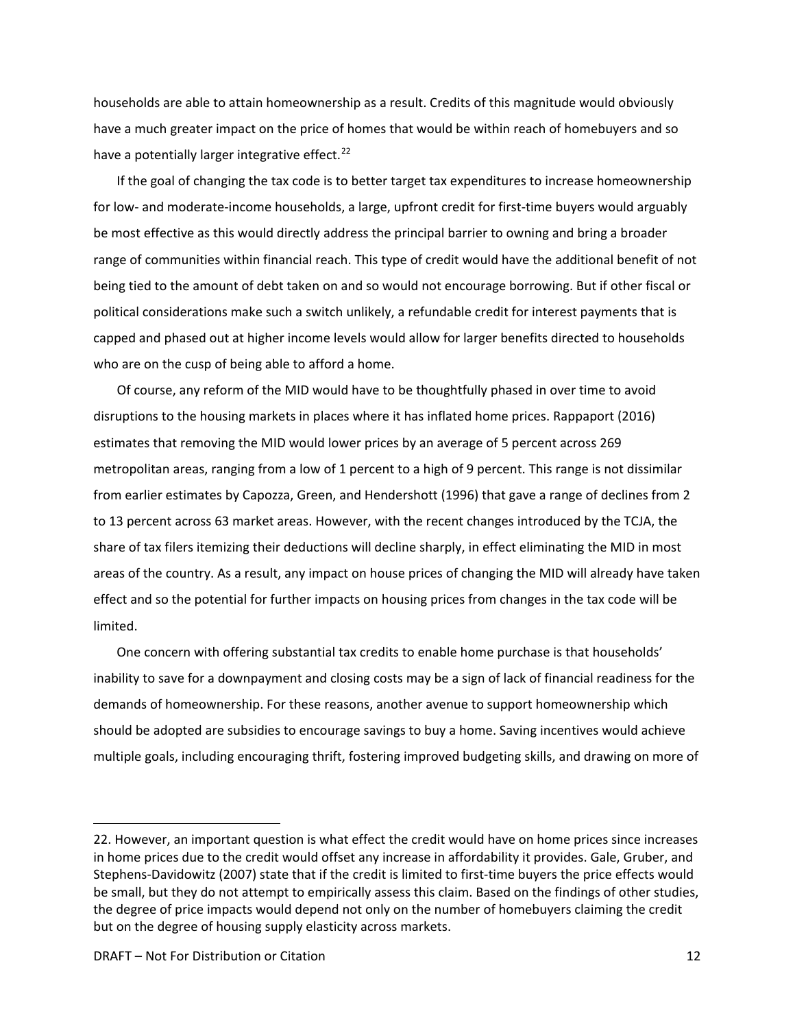households are able to attain homeownership as a result. Credits of this magnitude would obviously have a much greater impact on the price of homes that would be within reach of homebuyers and so have a potentially larger integrative effect.[22]

If the goal of changing the tax code is to better target tax expenditures to increase homeownership for low- and moderate-income households, a large, upfront credit for first-time buyers would arguably be most effective as this would directly address the principal barrier to owning and bring a broader range of communities within financial reach. This type of credit would have the additional benefit of not being tied to the amount of debt taken on and so would not encourage borrowing. But if other fiscal or political considerations make such a switch unlikely, a refundable credit for interest payments that is capped and phased out at higher income levels would allow for larger benefits directed to households who are on the cusp of being able to afford a home.

Of course, any reform of the MID would have to be thoughtfully phased in over time to avoid disruptions to the housing markets in places where it has inflated home prices. Rappaport (2016) estimates that removing the MID would lower prices by an average of 5 percent across 269 metropolitan areas, ranging from a low of 1 percent to a high of 9 percent. This range is not dissimilar from earlier estimates by Capozza, Green, and Hendershott (1996) that gave a range of declines from 2 to 13 percent across 63 market areas. However, with the recent changes introduced by the TCJA, the share of tax filers itemizing their deductions will decline sharply, in effect eliminating the MID in most areas of the country. As a result, any impact on house prices of changing the MID will already have taken effect and so the potential for further impacts on housing prices from changes in the tax code will be limited.

One concern with offering substantial tax credits to enable home purchase is that households' inability to save for a downpayment and closing costs may be a sign of lack of financial readiness for the demands of homeownership. For these reasons, another avenue to support homeownership which should be adopted are subsidies to encourage savings to buy a home. Saving incentives would achieve multiple goals, including encouraging thrift, fostering improved budgeting skills, and drawing on more of

---

22. However, an important question is what effect the credit would have on home prices since increases in home prices due to the credit would offset any increase in affordability it provides. Gale, Gruber, and Stephens-Davidowitz (2007) state that if the credit is limited to first-time buyers the price effects would be small, but they do not attempt to empirically assess this claim. Based on the findings of other studies, the degree of price impacts would depend not only on the number of homebuyers claiming the credit but on the degree of housing supply elasticity across markets.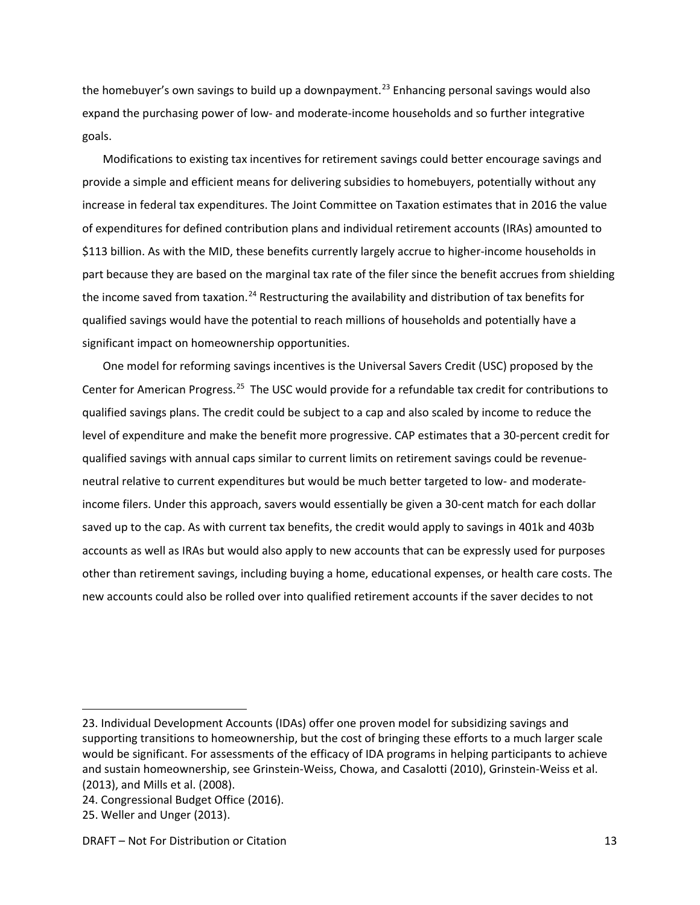the homebuyer's own savings to build up a downpayment.[23] Enhancing personal savings would also expand the purchasing power of low- and moderate-income households and so further integrative goals.

Modifications to existing tax incentives for retirement savings could better encourage savings and provide a simple and efficient means for delivering subsidies to homebuyers, potentially without any increase in federal tax expenditures. The Joint Committee on Taxation estimates that in 2016 the value of expenditures for defined contribution plans and individual retirement accounts (IRAs) amounted to $113 billion. As with the MID, these benefits currently largely accrue to higher-income households in part because they are based on the marginal tax rate of the filer since the benefit accrues from shielding the income saved from taxation.[24] Restructuring the availability and distribution of tax benefits for qualified savings would have the potential to reach millions of households and potentially have a significant impact on homeownership opportunities.

One model for reforming savings incentives is the Universal Savers Credit (USC) proposed by the Center for American Progress.[25] The USC would provide for a refundable tax credit for contributions to qualified savings plans. The credit could be subject to a cap and also scaled by income to reduce the level of expenditure and make the benefit more progressive. CAP estimates that a 30-percent credit for qualified savings with annual caps similar to current limits on retirement savings could be revenue-neutral relative to current expenditures but would be much better targeted to low- and moderate-income filers. Under this approach, savers would essentially be given a 30-cent match for each dollar saved up to the cap. As with current tax benefits, the credit would apply to savings in 401k and 403b accounts as well as IRAs but would also apply to new accounts that can be expressly used for purposes other than retirement savings, including buying a home, educational expenses, or health care costs. The new accounts could also be rolled over into qualified retirement accounts if the saver decides to not

---

23. Individual Development Accounts (IDAs) offer one proven model for subsidizing savings and supporting transitions to homeownership, but the cost of bringing these efforts to a much larger scale would be significant. For assessments of the efficacy of IDA programs in helping participants to achieve and sustain homeownership, see Grinstein-Weiss, Chowa, and Casalotti (2010), Grinstein-Weiss et al. (2013), and Mills et al. (2008).

24. Congressional Budget Office (2016).

25. Weller and Unger (2013).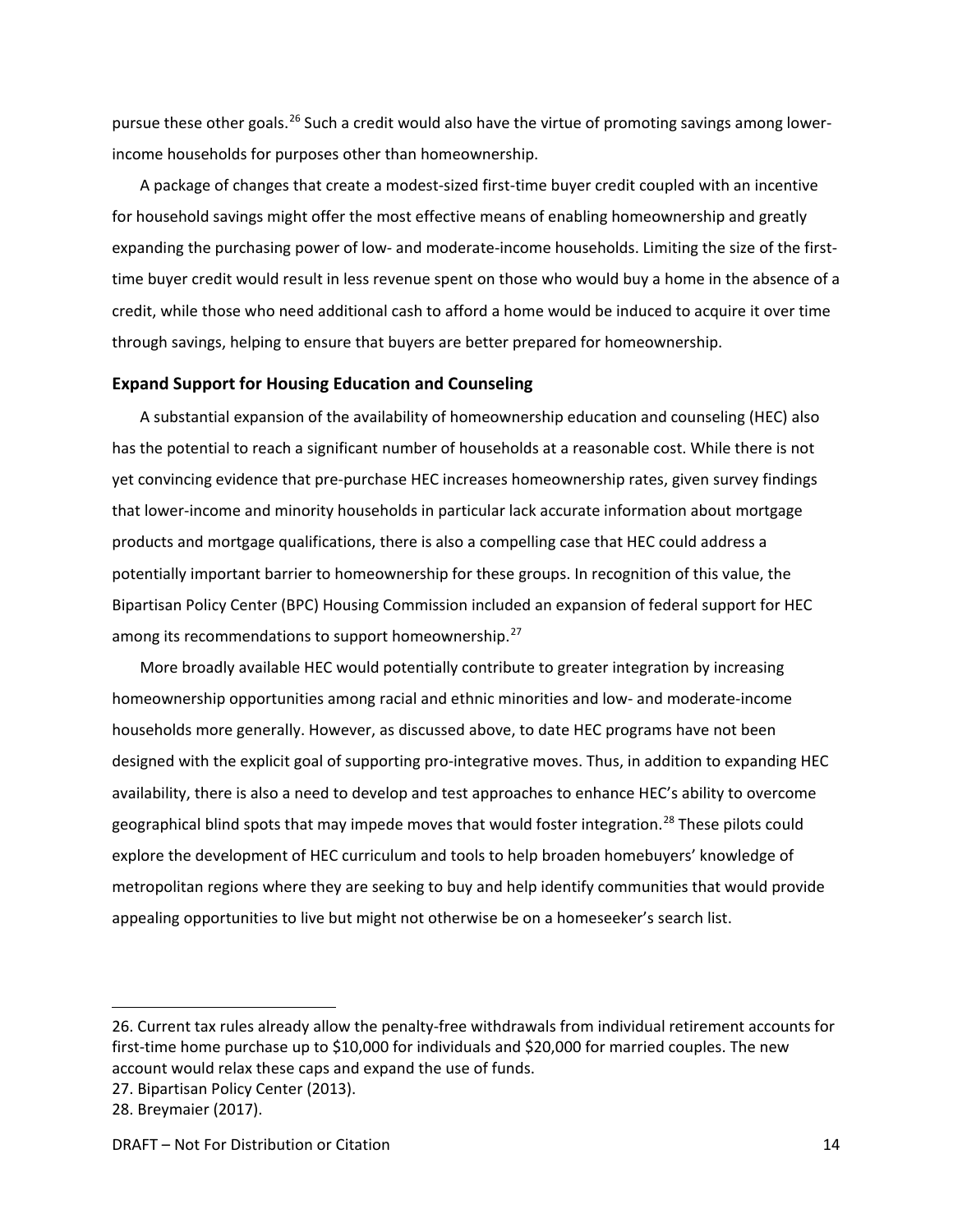pursue these other goals.[26] Such a credit would also have the virtue of promoting savings among lower-income households for purposes other than homeownership.

A package of changes that create a modest-sized first-time buyer credit coupled with an incentive for household savings might offer the most effective means of enabling homeownership and greatly expanding the purchasing power of low- and moderate-income households. Limiting the size of the first-time buyer credit would result in less revenue spent on those who would buy a home in the absence of a credit, while those who need additional cash to afford a home would be induced to acquire it over time through savings, helping to ensure that buyers are better prepared for homeownership.

### Expand Support for Housing Education and Counseling

A substantial expansion of the availability of homeownership education and counseling (HEC) also has the potential to reach a significant number of households at a reasonable cost. While there is not yet convincing evidence that pre-purchase HEC increases homeownership rates, given survey findings that lower-income and minority households in particular lack accurate information about mortgage products and mortgage qualifications, there is also a compelling case that HEC could address a potentially important barrier to homeownership for these groups. In recognition of this value, the Bipartisan Policy Center (BPC) Housing Commission included an expansion of federal support for HEC among its recommendations to support homeownership.[27]

More broadly available HEC would potentially contribute to greater integration by increasing homeownership opportunities among racial and ethnic minorities and low- and moderate-income households more generally. However, as discussed above, to date HEC programs have not been designed with the explicit goal of supporting pro-integrative moves. Thus, in addition to expanding HEC availability, there is also a need to develop and test approaches to enhance HEC's ability to overcome geographical blind spots that may impede moves that would foster integration.[28] These pilots could explore the development of HEC curriculum and tools to help broaden homebuyers' knowledge of metropolitan regions where they are seeking to buy and help identify communities that would provide appealing opportunities to live but might not otherwise be on a homeseeker's search list.

---

26. Current tax rules already allow the penalty-free withdrawals from individual retirement accounts for first-time home purchase up to $10,000 for individuals and $20,000 for married couples. The new account would relax these caps and expand the use of funds.
27. Bipartisan Policy Center (2013).
28. Breymaier (2017).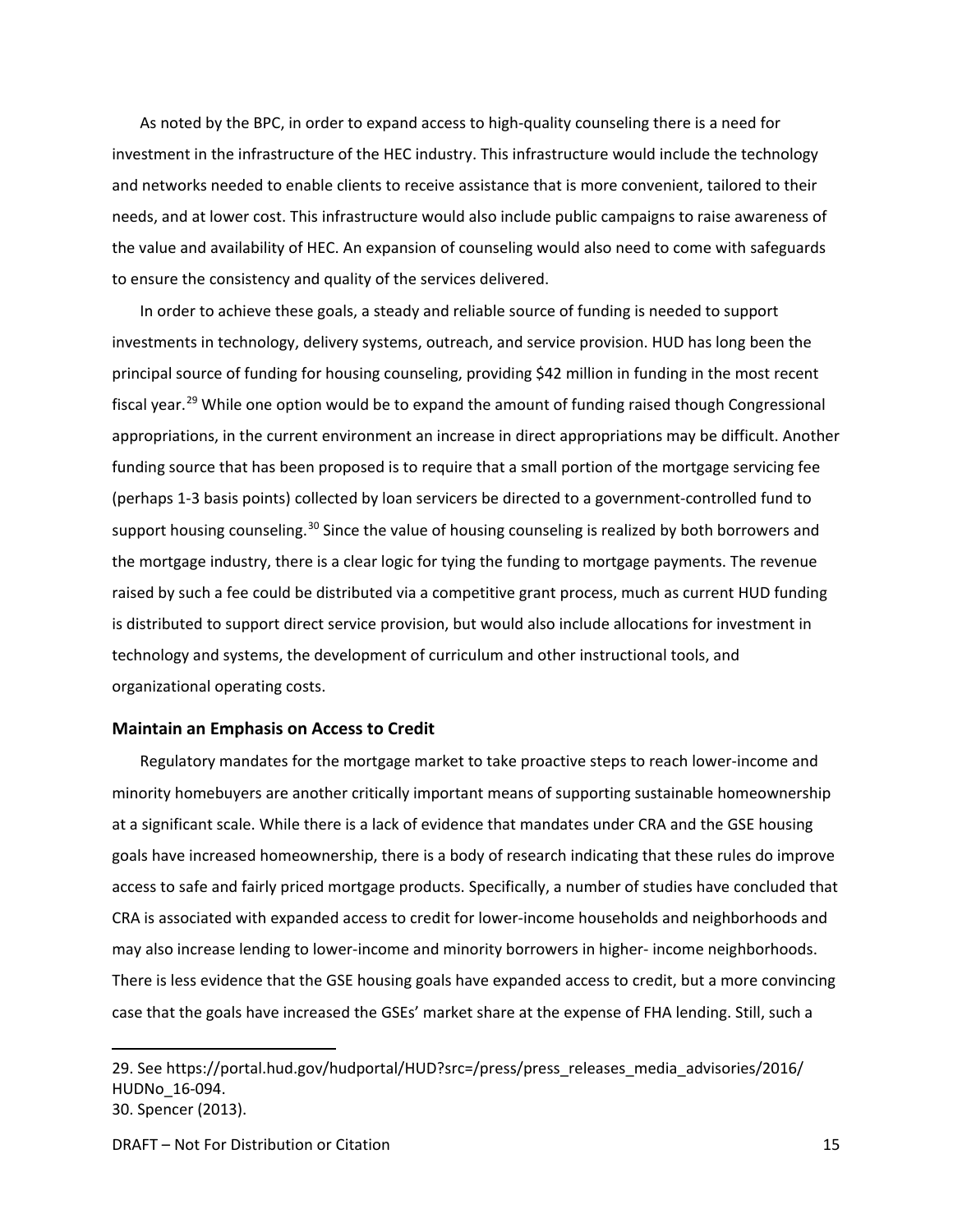As noted by the BPC, in order to expand access to high-quality counseling there is a need for investment in the infrastructure of the HEC industry. This infrastructure would include the technology and networks needed to enable clients to receive assistance that is more convenient, tailored to their needs, and at lower cost. This infrastructure would also include public campaigns to raise awareness of the value and availability of HEC. An expansion of counseling would also need to come with safeguards to ensure the consistency and quality of the services delivered.

In order to achieve these goals, a steady and reliable source of funding is needed to support investments in technology, delivery systems, outreach, and service provision. HUD has long been the principal source of funding for housing counseling, providing $42 million in funding in the most recent fiscal year.[29] While one option would be to expand the amount of funding raised though Congressional appropriations, in the current environment an increase in direct appropriations may be difficult. Another funding source that has been proposed is to require that a small portion of the mortgage servicing fee (perhaps 1-3 basis points) collected by loan servicers be directed to a government-controlled fund to support housing counseling.[30] Since the value of housing counseling is realized by both borrowers and the mortgage industry, there is a clear logic for tying the funding to mortgage payments. The revenue raised by such a fee could be distributed via a competitive grant process, much as current HUD funding is distributed to support direct service provision, but would also include allocations for investment in technology and systems, the development of curriculum and other instructional tools, and organizational operating costs.

### Maintain an Emphasis on Access to Credit

Regulatory mandates for the mortgage market to take proactive steps to reach lower-income and minority homebuyers are another critically important means of supporting sustainable homeownership at a significant scale. While there is a lack of evidence that mandates under CRA and the GSE housing goals have increased homeownership, there is a body of research indicating that these rules do improve access to safe and fairly priced mortgage products. Specifically, a number of studies have concluded that CRA is associated with expanded access to credit for lower-income households and neighborhoods and may also increase lending to lower-income and minority borrowers in higher- income neighborhoods. There is less evidence that the GSE housing goals have expanded access to credit, but a more convincing case that the goals have increased the GSEs' market share at the expense of FHA lending. Still, such a

29. See https://portal.hud.gov/hudportal/HUD?src=/press/press_releases_media_advisories/2016/HUDNo_16-094.

30. Spencer (2013).

DRAFT – Not For Distribution or Citation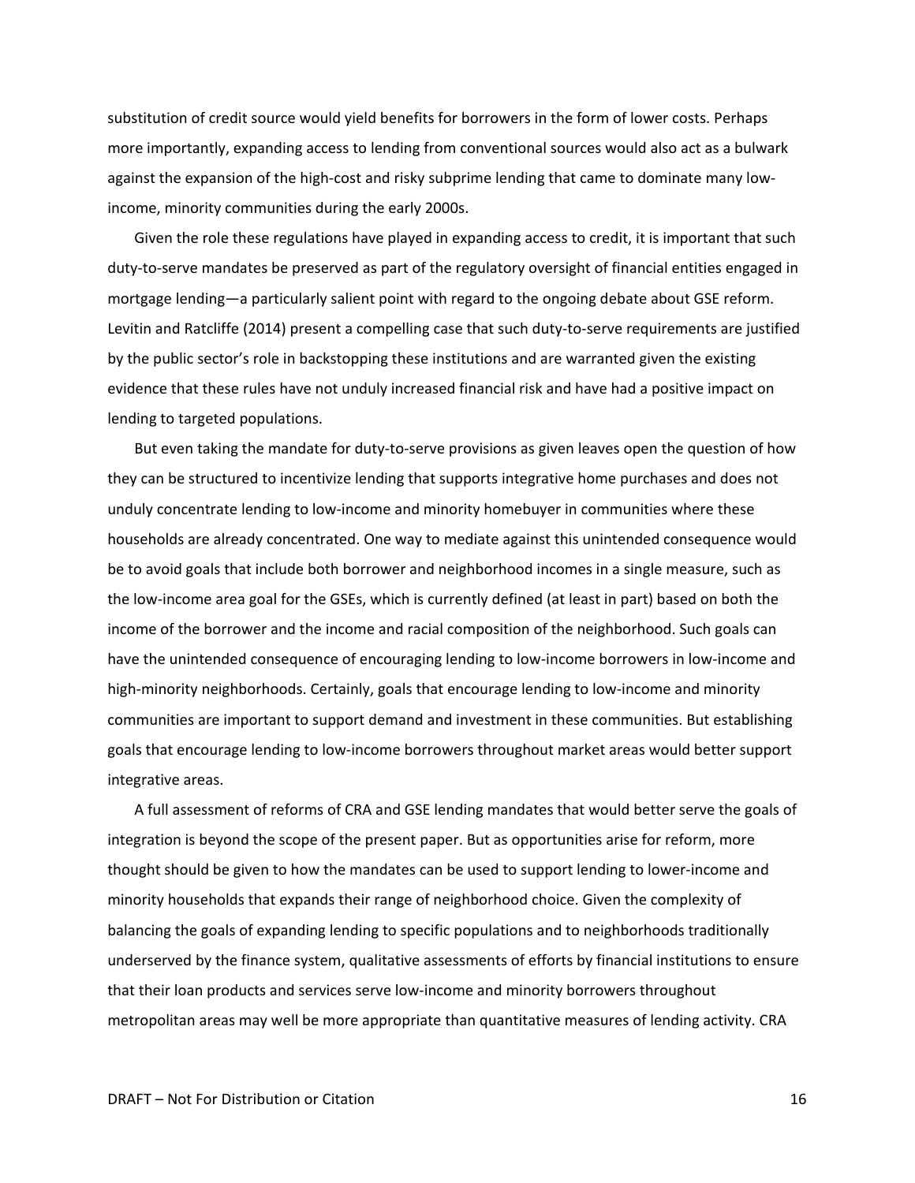substitution of credit source would yield benefits for borrowers in the form of lower costs. Perhaps more importantly, expanding access to lending from conventional sources would also act as a bulwark against the expansion of the high-cost and risky subprime lending that came to dominate many low-income, minority communities during the early 2000s.

Given the role these regulations have played in expanding access to credit, it is important that such duty-to-serve mandates be preserved as part of the regulatory oversight of financial entities engaged in mortgage lending—a particularly salient point with regard to the ongoing debate about GSE reform. Levitin and Ratcliffe (2014) present a compelling case that such duty-to-serve requirements are justified by the public sector's role in backstopping these institutions and are warranted given the existing evidence that these rules have not unduly increased financial risk and have had a positive impact on lending to targeted populations.

But even taking the mandate for duty-to-serve provisions as given leaves open the question of how they can be structured to incentivize lending that supports integrative home purchases and does not unduly concentrate lending to low-income and minority homebuyer in communities where these households are already concentrated. One way to mediate against this unintended consequence would be to avoid goals that include both borrower and neighborhood incomes in a single measure, such as the low-income area goal for the GSEs, which is currently defined (at least in part) based on both the income of the borrower and the income and racial composition of the neighborhood. Such goals can have the unintended consequence of encouraging lending to low-income borrowers in low-income and high-minority neighborhoods. Certainly, goals that encourage lending to low-income and minority communities are important to support demand and investment in these communities. But establishing goals that encourage lending to low-income borrowers throughout market areas would better support integrative areas.

A full assessment of reforms of CRA and GSE lending mandates that would better serve the goals of integration is beyond the scope of the present paper. But as opportunities arise for reform, more thought should be given to how the mandates can be used to support lending to lower-income and minority households that expands their range of neighborhood choice. Given the complexity of balancing the goals of expanding lending to specific populations and to neighborhoods traditionally underserved by the finance system, qualitative assessments of efforts by financial institutions to ensure that their loan products and services serve low-income and minority borrowers throughout metropolitan areas may well be more appropriate than quantitative measures of lending activity. CRA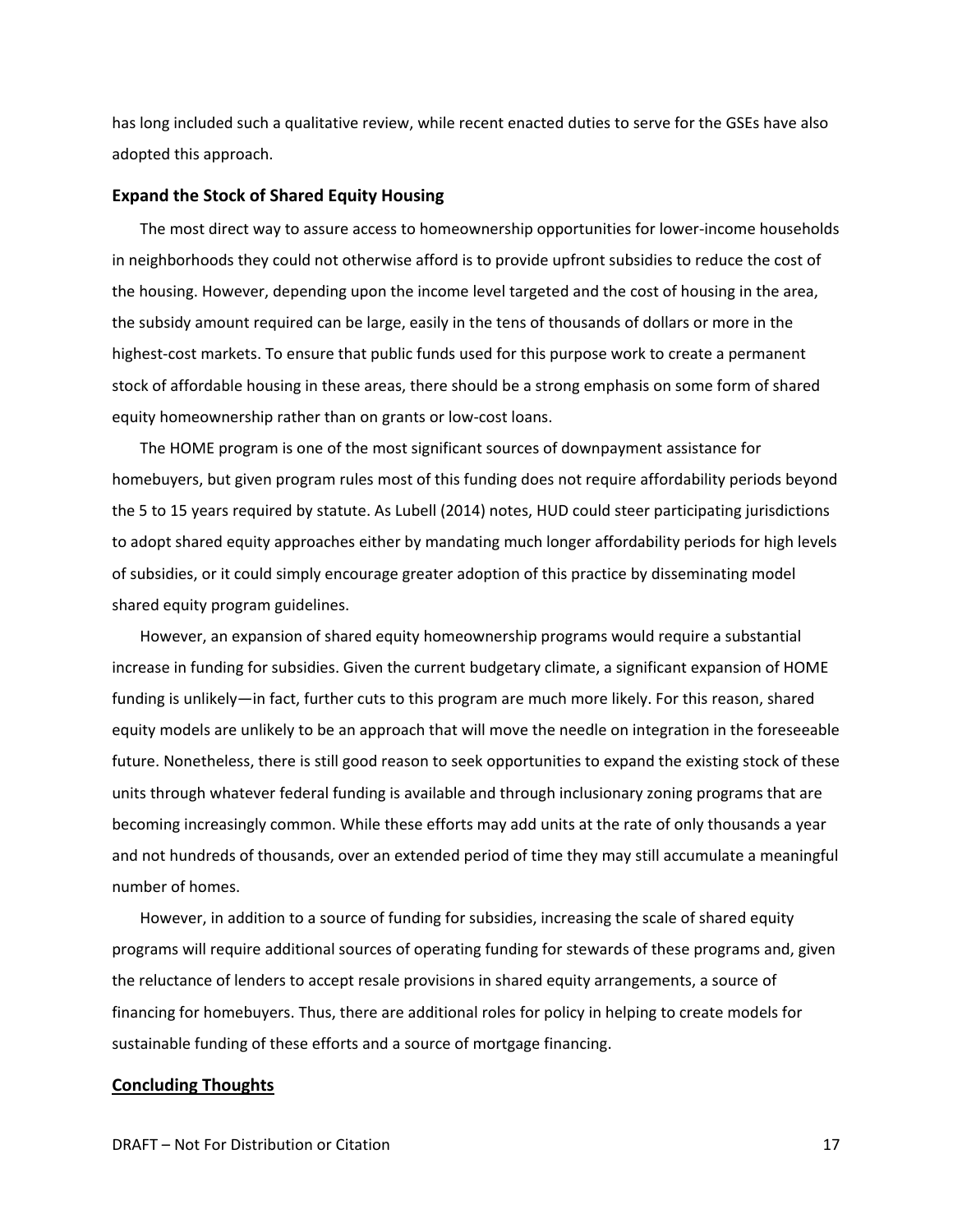has long included such a qualitative review, while recent enacted duties to serve for the GSEs have also adopted this approach.

### Expand the Stock of Shared Equity Housing

The most direct way to assure access to homeownership opportunities for lower-income households in neighborhoods they could not otherwise afford is to provide upfront subsidies to reduce the cost of the housing. However, depending upon the income level targeted and the cost of housing in the area, the subsidy amount required can be large, easily in the tens of thousands of dollars or more in the highest-cost markets. To ensure that public funds used for this purpose work to create a permanent stock of affordable housing in these areas, there should be a strong emphasis on some form of shared equity homeownership rather than on grants or low-cost loans.

The HOME program is one of the most significant sources of downpayment assistance for homebuyers, but given program rules most of this funding does not require affordability periods beyond the 5 to 15 years required by statute. As Lubell (2014) notes, HUD could steer participating jurisdictions to adopt shared equity approaches either by mandating much longer affordability periods for high levels of subsidies, or it could simply encourage greater adoption of this practice by disseminating model shared equity program guidelines.

However, an expansion of shared equity homeownership programs would require a substantial increase in funding for subsidies. Given the current budgetary climate, a significant expansion of HOME funding is unlikely—in fact, further cuts to this program are much more likely. For this reason, shared equity models are unlikely to be an approach that will move the needle on integration in the foreseeable future. Nonetheless, there is still good reason to seek opportunities to expand the existing stock of these units through whatever federal funding is available and through inclusionary zoning programs that are becoming increasingly common. While these efforts may add units at the rate of only thousands a year and not hundreds of thousands, over an extended period of time they may still accumulate a meaningful number of homes.

However, in addition to a source of funding for subsidies, increasing the scale of shared equity programs will require additional sources of operating funding for stewards of these programs and, given the reluctance of lenders to accept resale provisions in shared equity arrangements, a source of financing for homebuyers. Thus, there are additional roles for policy in helping to create models for sustainable funding of these efforts and a source of mortgage financing.

## Concluding Thoughts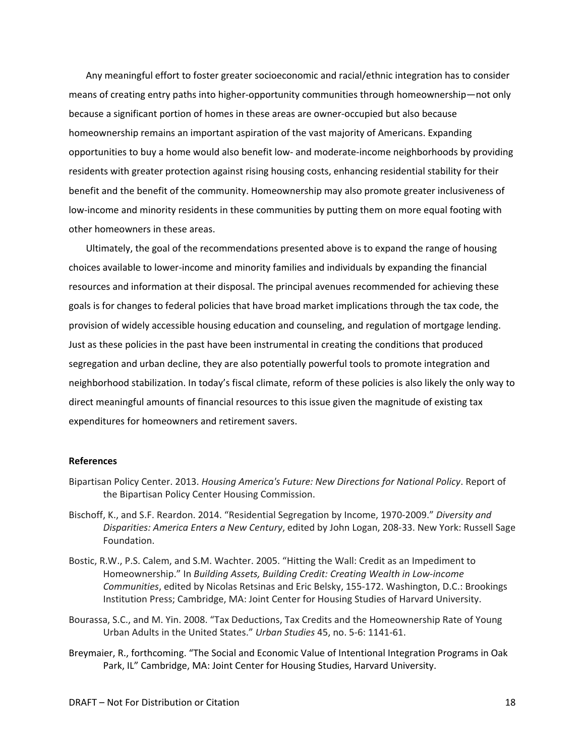Any meaningful effort to foster greater socioeconomic and racial/ethnic integration has to consider means of creating entry paths into higher-opportunity communities through homeownership—not only because a significant portion of homes in these areas are owner-occupied but also because homeownership remains an important aspiration of the vast majority of Americans. Expanding opportunities to buy a home would also benefit low- and moderate-income neighborhoods by providing residents with greater protection against rising housing costs, enhancing residential stability for their benefit and the benefit of the community. Homeownership may also promote greater inclusiveness of low-income and minority residents in these communities by putting them on more equal footing with other homeowners in these areas.

Ultimately, the goal of the recommendations presented above is to expand the range of housing choices available to lower-income and minority families and individuals by expanding the financial resources and information at their disposal. The principal avenues recommended for achieving these goals is for changes to federal policies that have broad market implications through the tax code, the provision of widely accessible housing education and counseling, and regulation of mortgage lending. Just as these policies in the past have been instrumental in creating the conditions that produced segregation and urban decline, they are also potentially powerful tools to promote integration and neighborhood stabilization. In today's fiscal climate, reform of these policies is also likely the only way to direct meaningful amounts of financial resources to this issue given the magnitude of existing tax expenditures for homeowners and retirement savers.

**References**

Bipartisan Policy Center. 2013. *Housing America's Future: New Directions for National Policy*. Report of the Bipartisan Policy Center Housing Commission.

Bischoff, K., and S.F. Reardon. 2014. "Residential Segregation by Income, 1970-2009." *Diversity and Disparities: America Enters a New Century*, edited by John Logan, 208-33. New York: Russell Sage Foundation.

Bostic, R.W., P.S. Calem, and S.M. Wachter. 2005. "Hitting the Wall: Credit as an Impediment to Homeownership." In *Building Assets, Building Credit: Creating Wealth in Low-income Communities*, edited by Nicolas Retsinas and Eric Belsky, 155-172. Washington, D.C.: Brookings Institution Press; Cambridge, MA: Joint Center for Housing Studies of Harvard University.

Bourassa, S.C., and M. Yin. 2008. "Tax Deductions, Tax Credits and the Homeownership Rate of Young Urban Adults in the United States." *Urban Studies* 45, no. 5-6: 1141-61.

Breymaier, R., forthcoming. "The Social and Economic Value of Intentional Integration Programs in Oak Park, IL" Cambridge, MA: Joint Center for Housing Studies, Harvard University.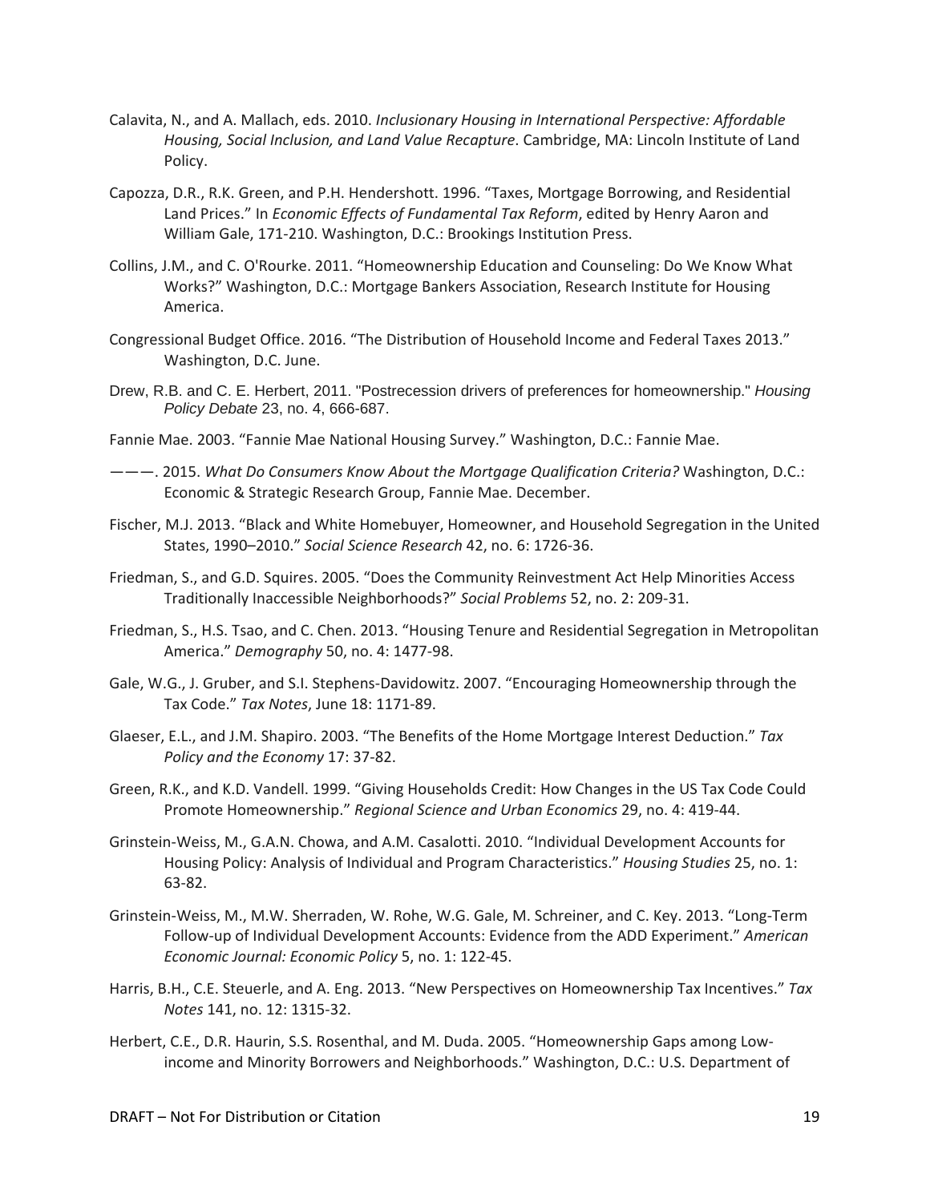Calavita, N., and A. Mallach, eds. 2010. *Inclusionary Housing in International Perspective: Affordable Housing, Social Inclusion, and Land Value Recapture*. Cambridge, MA: Lincoln Institute of Land Policy.

Capozza, D.R., R.K. Green, and P.H. Hendershott. 1996. "Taxes, Mortgage Borrowing, and Residential Land Prices." In *Economic Effects of Fundamental Tax Reform*, edited by Henry Aaron and William Gale, 171-210. Washington, D.C.: Brookings Institution Press.

Collins, J.M., and C. O'Rourke. 2011. "Homeownership Education and Counseling: Do We Know What Works?" Washington, D.C.: Mortgage Bankers Association, Research Institute for Housing America.

Congressional Budget Office. 2016. "The Distribution of Household Income and Federal Taxes 2013." Washington, D.C. June.

Drew, R.B. and C. E. Herbert, 2011. "Postrecession drivers of preferences for homeownership." *Housing Policy Debate* 23, no. 4, 666-687.

Fannie Mae. 2003. "Fannie Mae National Housing Survey." Washington, D.C.: Fannie Mae.

———. 2015. *What Do Consumers Know About the Mortgage Qualification Criteria?* Washington, D.C.: Economic & Strategic Research Group, Fannie Mae. December.

Fischer, M.J. 2013. "Black and White Homebuyer, Homeowner, and Household Segregation in the United States, 1990–2010." *Social Science Research* 42, no. 6: 1726-36.

Friedman, S., and G.D. Squires. 2005. "Does the Community Reinvestment Act Help Minorities Access Traditionally Inaccessible Neighborhoods?" *Social Problems* 52, no. 2: 209-31.

Friedman, S., H.S. Tsao, and C. Chen. 2013. "Housing Tenure and Residential Segregation in Metropolitan America." *Demography* 50, no. 4: 1477-98.

Gale, W.G., J. Gruber, and S.I. Stephens-Davidowitz. 2007. "Encouraging Homeownership through the Tax Code." *Tax Notes*, June 18: 1171-89.

Glaeser, E.L., and J.M. Shapiro. 2003. "The Benefits of the Home Mortgage Interest Deduction." *Tax Policy and the Economy* 17: 37-82.

Green, R.K., and K.D. Vandell. 1999. "Giving Households Credit: How Changes in the US Tax Code Could Promote Homeownership." *Regional Science and Urban Economics* 29, no. 4: 419-44.

Grinstein-Weiss, M., G.A.N. Chowa, and A.M. Casalotti. 2010. "Individual Development Accounts for Housing Policy: Analysis of Individual and Program Characteristics." *Housing Studies* 25, no. 1: 63-82.

Grinstein-Weiss, M., M.W. Sherraden, W. Rohe, W.G. Gale, M. Schreiner, and C. Key. 2013. "Long-Term Follow-up of Individual Development Accounts: Evidence from the ADD Experiment." *American Economic Journal: Economic Policy* 5, no. 1: 122-45.

Harris, B.H., C.E. Steuerle, and A. Eng. 2013. "New Perspectives on Homeownership Tax Incentives." *Tax Notes* 141, no. 12: 1315-32.

Herbert, C.E., D.R. Haurin, S.S. Rosenthal, and M. Duda. 2005. "Homeownership Gaps among Low-income and Minority Borrowers and Neighborhoods." Washington, D.C.: U.S. Department of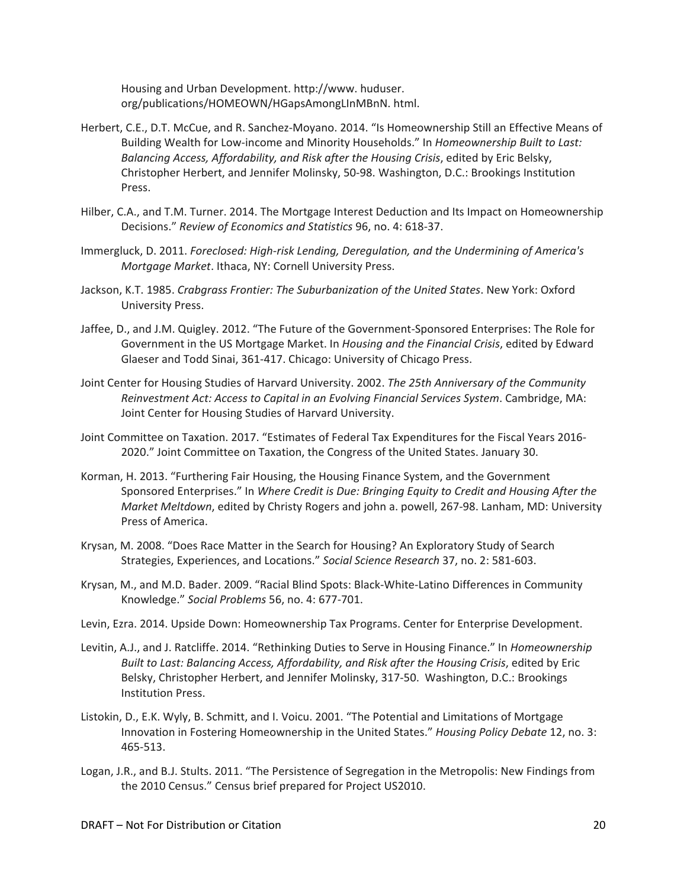Housing and Urban Development. http://www. huduser. org/publications/HOMEOWN/HGapsAmongLInMBnN. html.

Herbert, C.E., D.T. McCue, and R. Sanchez-Moyano. 2014. "Is Homeownership Still an Effective Means of Building Wealth for Low-income and Minority Households." In *Homeownership Built to Last: Balancing Access, Affordability, and Risk after the Housing Crisis*, edited by Eric Belsky, Christopher Herbert, and Jennifer Molinsky, 50-98. Washington, D.C.: Brookings Institution Press.

Hilber, C.A., and T.M. Turner. 2014. The Mortgage Interest Deduction and Its Impact on Homeownership Decisions." *Review of Economics and Statistics* 96, no. 4: 618-37.

Immergluck, D. 2011. *Foreclosed: High-risk Lending, Deregulation, and the Undermining of America's Mortgage Market*. Ithaca, NY: Cornell University Press.

Jackson, K.T. 1985. *Crabgrass Frontier: The Suburbanization of the United States*. New York: Oxford University Press.

Jaffee, D., and J.M. Quigley. 2012. "The Future of the Government-Sponsored Enterprises: The Role for Government in the US Mortgage Market. In *Housing and the Financial Crisis*, edited by Edward Glaeser and Todd Sinai, 361-417. Chicago: University of Chicago Press.

Joint Center for Housing Studies of Harvard University. 2002. *The 25th Anniversary of the Community Reinvestment Act: Access to Capital in an Evolving Financial Services System*. Cambridge, MA: Joint Center for Housing Studies of Harvard University.

Joint Committee on Taxation. 2017. "Estimates of Federal Tax Expenditures for the Fiscal Years 2016-2020." Joint Committee on Taxation, the Congress of the United States. January 30.

Korman, H. 2013. "Furthering Fair Housing, the Housing Finance System, and the Government Sponsored Enterprises." In *Where Credit is Due: Bringing Equity to Credit and Housing After the Market Meltdown*, edited by Christy Rogers and john a. powell, 267-98. Lanham, MD: University Press of America.

Krysan, M. 2008. "Does Race Matter in the Search for Housing? An Exploratory Study of Search Strategies, Experiences, and Locations." *Social Science Research* 37, no. 2: 581-603.

Krysan, M., and M.D. Bader. 2009. "Racial Blind Spots: Black-White-Latino Differences in Community Knowledge." *Social Problems* 56, no. 4: 677-701.

Levin, Ezra. 2014. Upside Down: Homeownership Tax Programs. Center for Enterprise Development.

Levitin, A.J., and J. Ratcliffe. 2014. "Rethinking Duties to Serve in Housing Finance." In *Homeownership Built to Last: Balancing Access, Affordability, and Risk after the Housing Crisis*, edited by Eric Belsky, Christopher Herbert, and Jennifer Molinsky, 317-50. Washington, D.C.: Brookings Institution Press.

Listokin, D., E.K. Wyly, B. Schmitt, and I. Voicu. 2001. "The Potential and Limitations of Mortgage Innovation in Fostering Homeownership in the United States." *Housing Policy Debate* 12, no. 3: 465-513.

Logan, J.R., and B.J. Stults. 2011. "The Persistence of Segregation in the Metropolis: New Findings from the 2010 Census." Census brief prepared for Project US2010.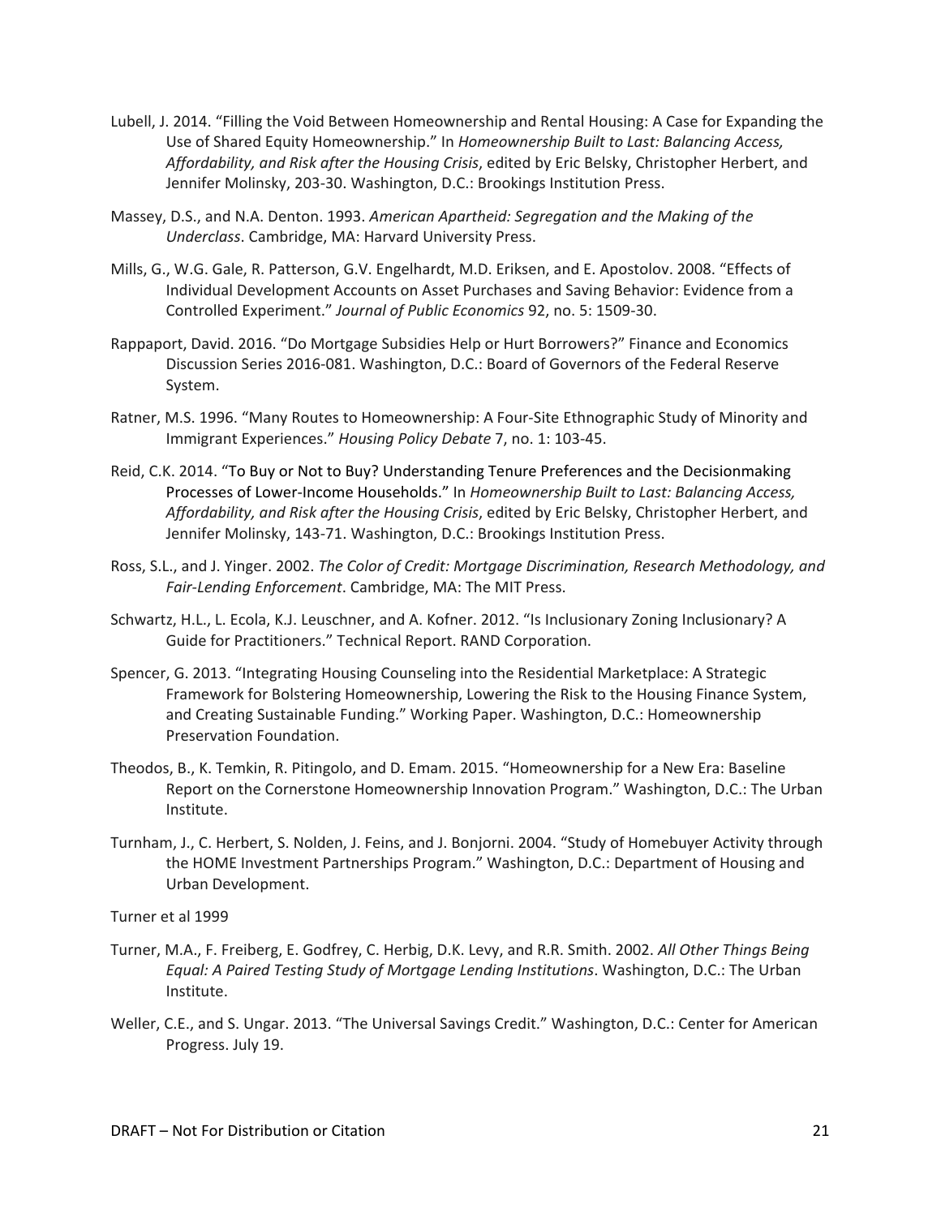Lubell, J. 2014. "Filling the Void Between Homeownership and Rental Housing: A Case for Expanding the Use of Shared Equity Homeownership." In *Homeownership Built to Last: Balancing Access, Affordability, and Risk after the Housing Crisis*, edited by Eric Belsky, Christopher Herbert, and Jennifer Molinsky, 203-30. Washington, D.C.: Brookings Institution Press.

Massey, D.S., and N.A. Denton. 1993. *American Apartheid: Segregation and the Making of the Underclass*. Cambridge, MA: Harvard University Press.

Mills, G., W.G. Gale, R. Patterson, G.V. Engelhardt, M.D. Eriksen, and E. Apostolov. 2008. "Effects of Individual Development Accounts on Asset Purchases and Saving Behavior: Evidence from a Controlled Experiment." *Journal of Public Economics* 92, no. 5: 1509-30.

Rappaport, David. 2016. "Do Mortgage Subsidies Help or Hurt Borrowers?" Finance and Economics Discussion Series 2016-081. Washington, D.C.: Board of Governors of the Federal Reserve System.

Ratner, M.S. 1996. "Many Routes to Homeownership: A Four-Site Ethnographic Study of Minority and Immigrant Experiences." *Housing Policy Debate* 7, no. 1: 103-45.

Reid, C.K. 2014. "To Buy or Not to Buy? Understanding Tenure Preferences and the Decisionmaking Processes of Lower-Income Households." In *Homeownership Built to Last: Balancing Access, Affordability, and Risk after the Housing Crisis*, edited by Eric Belsky, Christopher Herbert, and Jennifer Molinsky, 143-71. Washington, D.C.: Brookings Institution Press.

Ross, S.L., and J. Yinger. 2002. *The Color of Credit: Mortgage Discrimination, Research Methodology, and Fair-Lending Enforcement*. Cambridge, MA: The MIT Press.

Schwartz, H.L., L. Ecola, K.J. Leuschner, and A. Kofner. 2012. "Is Inclusionary Zoning Inclusionary? A Guide for Practitioners." Technical Report. RAND Corporation.

Spencer, G. 2013. "Integrating Housing Counseling into the Residential Marketplace: A Strategic Framework for Bolstering Homeownership, Lowering the Risk to the Housing Finance System, and Creating Sustainable Funding." Working Paper. Washington, D.C.: Homeownership Preservation Foundation.

Theodos, B., K. Temkin, R. Pitingolo, and D. Emam. 2015. "Homeownership for a New Era: Baseline Report on the Cornerstone Homeownership Innovation Program." Washington, D.C.: The Urban Institute.

Turnham, J., C. Herbert, S. Nolden, J. Feins, and J. Bonjorni. 2004. "Study of Homebuyer Activity through the HOME Investment Partnerships Program." Washington, D.C.: Department of Housing and Urban Development.

Turner et al 1999

Turner, M.A., F. Freiberg, E. Godfrey, C. Herbig, D.K. Levy, and R.R. Smith. 2002. *All Other Things Being Equal: A Paired Testing Study of Mortgage Lending Institutions*. Washington, D.C.: The Urban Institute.

Weller, C.E., and S. Ungar. 2013. "The Universal Savings Credit." Washington, D.C.: Center for American Progress. July 19.

DRAFT – Not For Distribution or Citation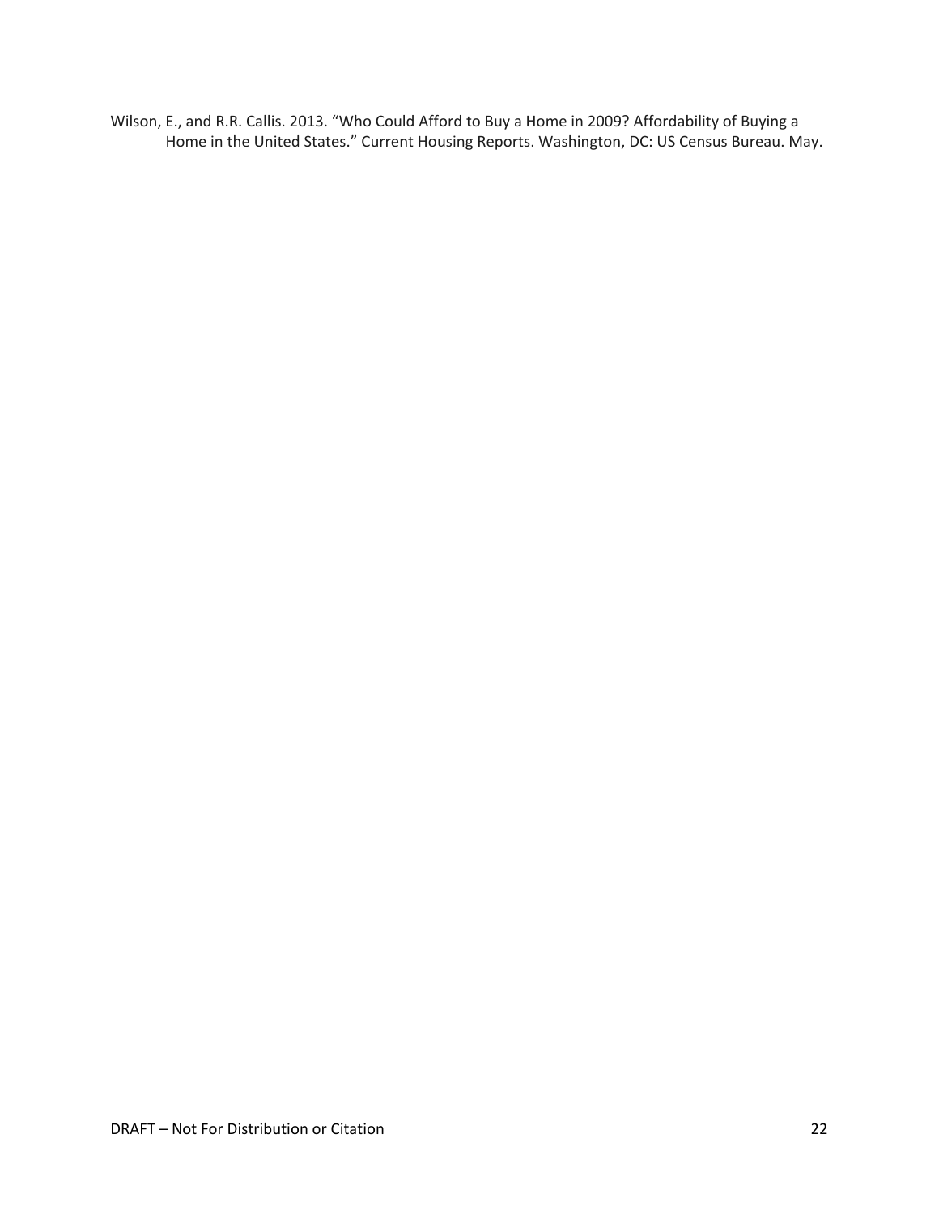Wilson, E., and R.R. Callis. 2013. "Who Could Afford to Buy a Home in 2009? Affordability of Buying a Home in the United States." Current Housing Reports. Washington, DC: US Census Bureau. May.